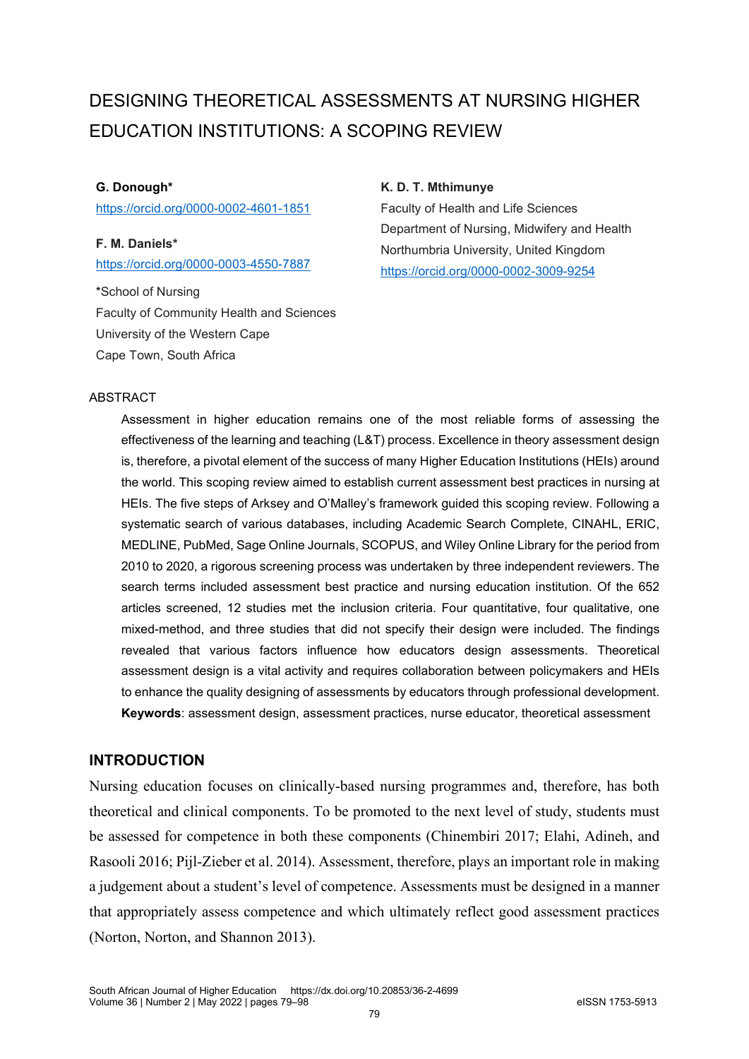# DESIGNING THEORETICAL ASSESSMENTS AT NURSING HIGHER EDUCATION INSTITUTIONS: A SCOPING REVIEW

**G. Donough***
https://orcid.org/0000-0002-4601-1851

**F. M. Daniels***
https://orcid.org/0000-0003-4550-7887

*School of Nursing
Faculty of Community Health and Sciences
University of the Western Cape
Cape Town, South Africa

**K. D. T. Mthimunye**
Faculty of Health and Life Sciences
Department of Nursing, Midwifery and Health
Northumbria University, United Kingdom
https://orcid.org/0000-0002-3009-9254

## ABSTRACT

Assessment in higher education remains one of the most reliable forms of assessing the effectiveness of the learning and teaching (L&T) process. Excellence in theory assessment design is, therefore, a pivotal element of the success of many Higher Education Institutions (HEIs) around the world. This scoping review aimed to establish current assessment best practices in nursing at HEIs. The five steps of Arksey and O'Malley's framework guided this scoping review. Following a systematic search of various databases, including Academic Search Complete, CINAHL, ERIC, MEDLINE, PubMed, Sage Online Journals, SCOPUS, and Wiley Online Library for the period from 2010 to 2020, a rigorous screening process was undertaken by three independent reviewers. The search terms included assessment best practice and nursing education institution. Of the 652 articles screened, 12 studies met the inclusion criteria. Four quantitative, four qualitative, one mixed-method, and three studies that did not specify their design were included. The findings revealed that various factors influence how educators design assessments. Theoretical assessment design is a vital activity and requires collaboration between policymakers and HEIs to enhance the quality designing of assessments by educators through professional development.

**Keywords**: assessment design, assessment practices, nurse educator, theoretical assessment

## INTRODUCTION

Nursing education focuses on clinically-based nursing programmes and, therefore, has both theoretical and clinical components. To be promoted to the next level of study, students must be assessed for competence in both these components (Chinembiri 2017; Elahi, Adineh, and Rasooli 2016; Pijl-Zieber et al. 2014). Assessment, therefore, plays an important role in making a judgement about a student's level of competence. Assessments must be designed in a manner that appropriately assess competence and which ultimately reflect good assessment practices (Norton, Norton, and Shannon 2013).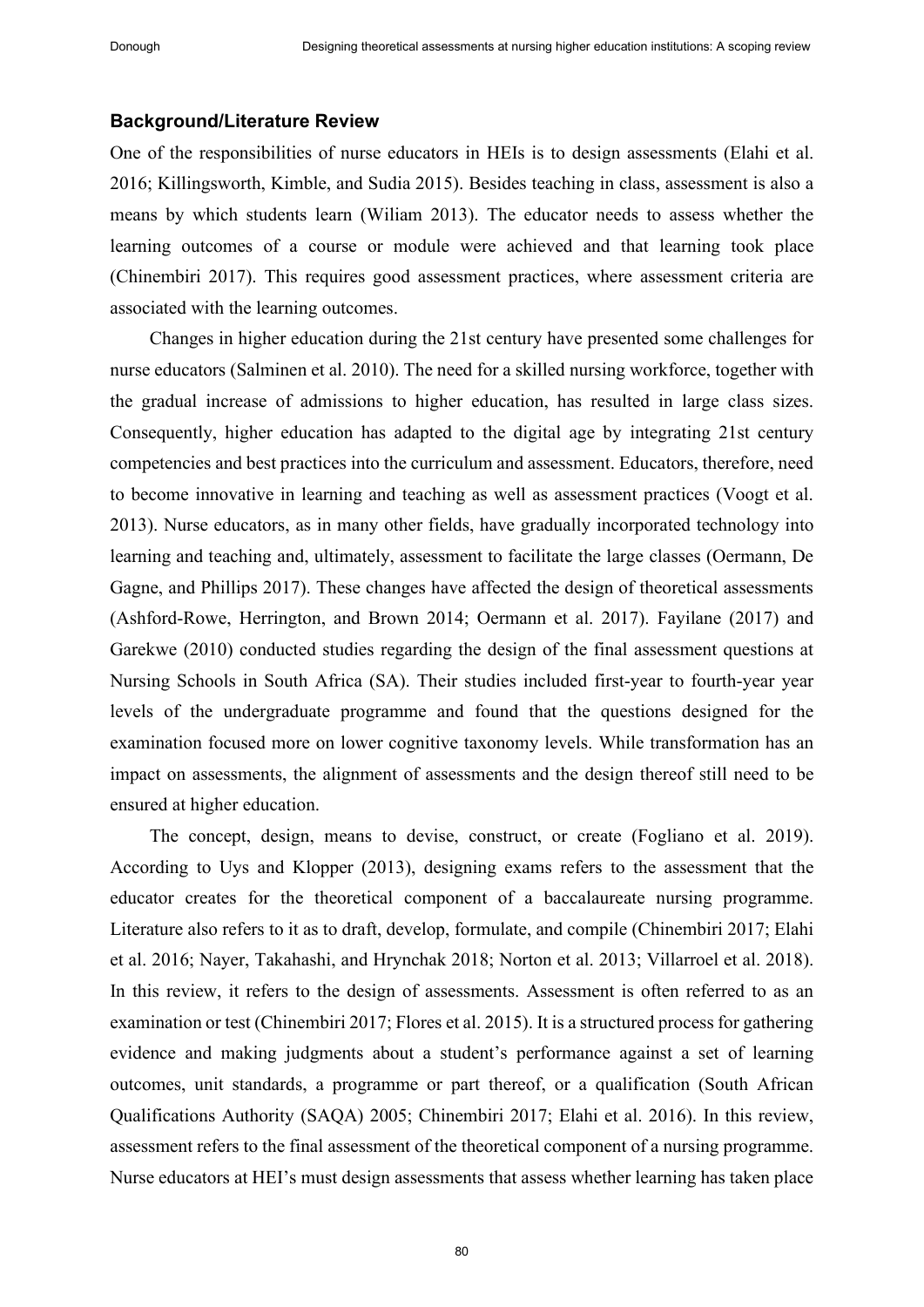### Background/Literature Review

One of the responsibilities of nurse educators in HEIs is to design assessments (Elahi et al. 2016; Killingsworth, Kimble, and Sudia 2015). Besides teaching in class, assessment is also a means by which students learn (Wiliam 2013). The educator needs to assess whether the learning outcomes of a course or module were achieved and that learning took place (Chinembiri 2017). This requires good assessment practices, where assessment criteria are associated with the learning outcomes.

Changes in higher education during the 21st century have presented some challenges for nurse educators (Salminen et al. 2010). The need for a skilled nursing workforce, together with the gradual increase of admissions to higher education, has resulted in large class sizes. Consequently, higher education has adapted to the digital age by integrating 21st century competencies and best practices into the curriculum and assessment. Educators, therefore, need to become innovative in learning and teaching as well as assessment practices (Voogt et al. 2013). Nurse educators, as in many other fields, have gradually incorporated technology into learning and teaching and, ultimately, assessment to facilitate the large classes (Oermann, De Gagne, and Phillips 2017). These changes have affected the design of theoretical assessments (Ashford-Rowe, Herrington, and Brown 2014; Oermann et al. 2017). Fayilane (2017) and Garekwe (2010) conducted studies regarding the design of the final assessment questions at Nursing Schools in South Africa (SA). Their studies included first-year to fourth-year year levels of the undergraduate programme and found that the questions designed for the examination focused more on lower cognitive taxonomy levels. While transformation has an impact on assessments, the alignment of assessments and the design thereof still need to be ensured at higher education.

The concept, design, means to devise, construct, or create (Fogliano et al. 2019). According to Uys and Klopper (2013), designing exams refers to the assessment that the educator creates for the theoretical component of a baccalaureate nursing programme. Literature also refers to it as to draft, develop, formulate, and compile (Chinembiri 2017; Elahi et al. 2016; Nayer, Takahashi, and Hrynchak 2018; Norton et al. 2013; Villarroel et al. 2018). In this review, it refers to the design of assessments. Assessment is often referred to as an examination or test (Chinembiri 2017; Flores et al. 2015). It is a structured process for gathering evidence and making judgments about a student's performance against a set of learning outcomes, unit standards, a programme or part thereof, or a qualification (South African Qualifications Authority (SAQA) 2005; Chinembiri 2017; Elahi et al. 2016). In this review, assessment refers to the final assessment of the theoretical component of a nursing programme. Nurse educators at HEI's must design assessments that assess whether learning has taken place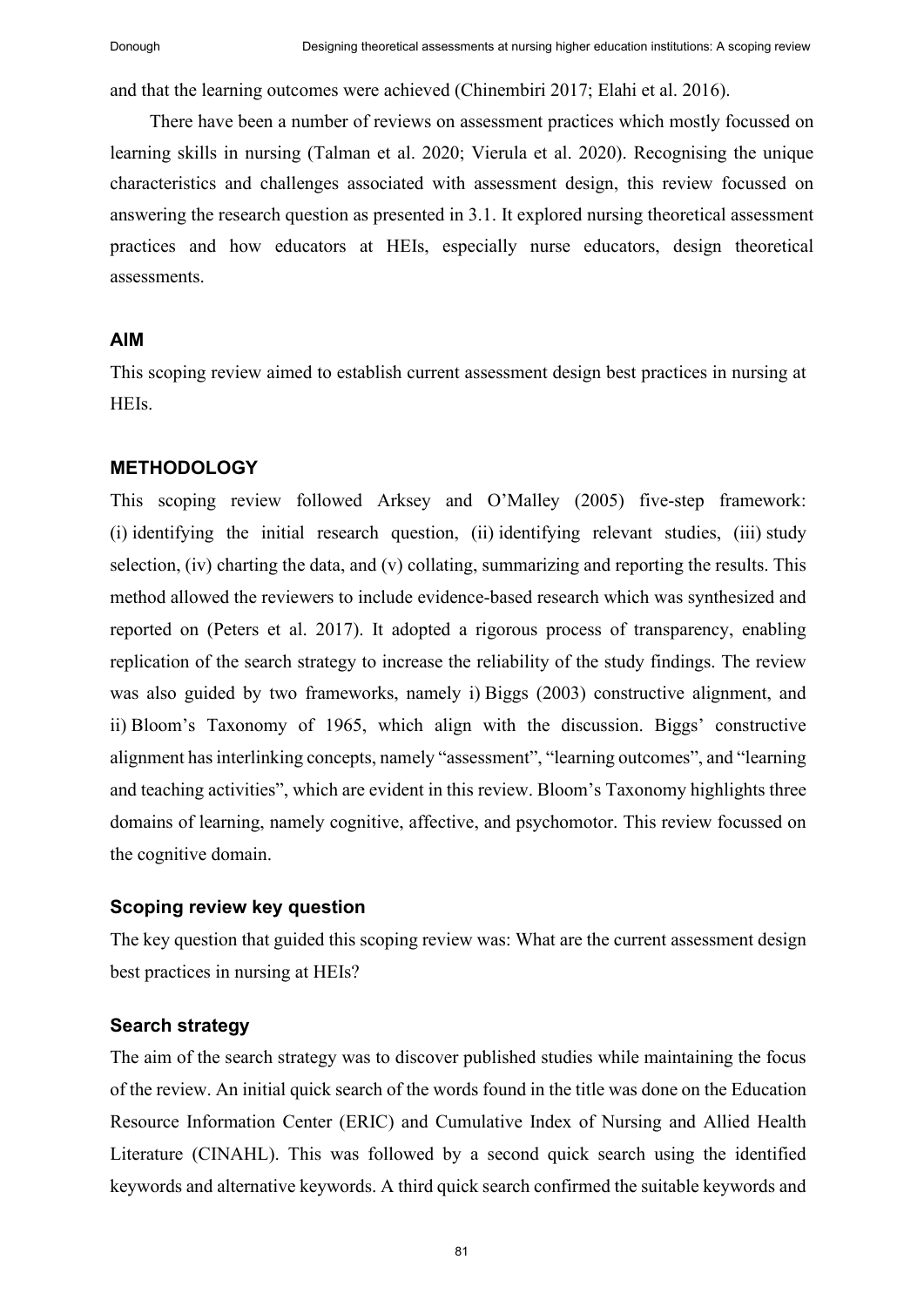and that the learning outcomes were achieved (Chinembiri 2017; Elahi et al. 2016).

There have been a number of reviews on assessment practices which mostly focussed on learning skills in nursing (Talman et al. 2020; Vierula et al. 2020). Recognising the unique characteristics and challenges associated with assessment design, this review focussed on answering the research question as presented in 3.1. It explored nursing theoretical assessment practices and how educators at HEIs, especially nurse educators, design theoretical assessments.

## AIM

This scoping review aimed to establish current assessment design best practices in nursing at HEIs.

## METHODOLOGY

This scoping review followed Arksey and O'Malley (2005) five-step framework: (i) identifying the initial research question, (ii) identifying relevant studies, (iii) study selection, (iv) charting the data, and (v) collating, summarizing and reporting the results. This method allowed the reviewers to include evidence-based research which was synthesized and reported on (Peters et al. 2017). It adopted a rigorous process of transparency, enabling replication of the search strategy to increase the reliability of the study findings. The review was also guided by two frameworks, namely i) Biggs (2003) constructive alignment, and ii) Bloom's Taxonomy of 1965, which align with the discussion. Biggs' constructive alignment has interlinking concepts, namely "assessment", "learning outcomes", and "learning and teaching activities", which are evident in this review. Bloom's Taxonomy highlights three domains of learning, namely cognitive, affective, and psychomotor. This review focussed on the cognitive domain.

### Scoping review key question

The key question that guided this scoping review was: What are the current assessment design best practices in nursing at HEIs?

### Search strategy

The aim of the search strategy was to discover published studies while maintaining the focus of the review. An initial quick search of the words found in the title was done on the Education Resource Information Center (ERIC) and Cumulative Index of Nursing and Allied Health Literature (CINAHL). This was followed by a second quick search using the identified keywords and alternative keywords. A third quick search confirmed the suitable keywords and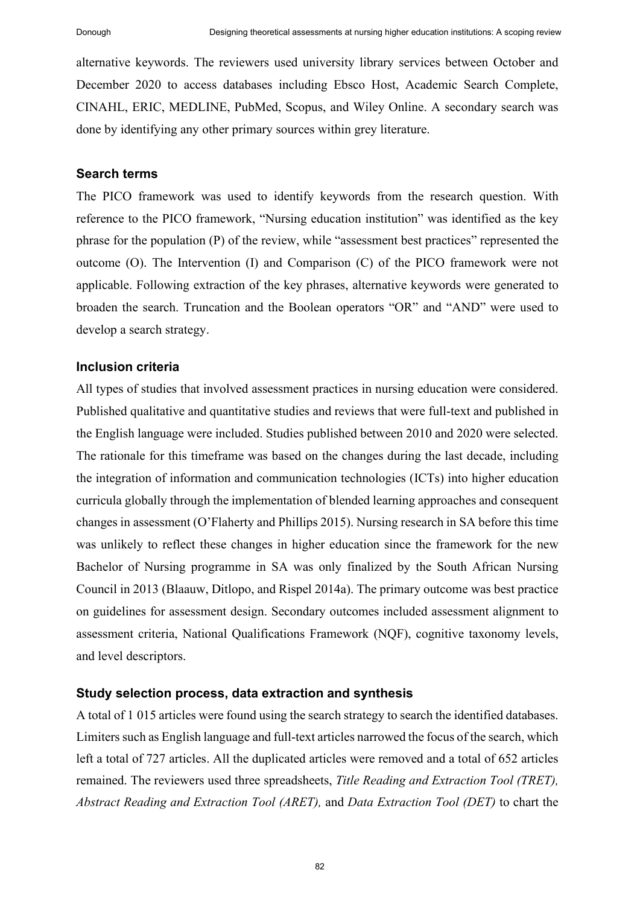alternative keywords. The reviewers used university library services between October and December 2020 to access databases including Ebsco Host, Academic Search Complete, CINAHL, ERIC, MEDLINE, PubMed, Scopus, and Wiley Online. A secondary search was done by identifying any other primary sources within grey literature.

### Search terms

The PICO framework was used to identify keywords from the research question. With reference to the PICO framework, "Nursing education institution" was identified as the key phrase for the population (P) of the review, while "assessment best practices" represented the outcome (O). The Intervention (I) and Comparison (C) of the PICO framework were not applicable. Following extraction of the key phrases, alternative keywords were generated to broaden the search. Truncation and the Boolean operators "OR" and "AND" were used to develop a search strategy.

### Inclusion criteria

All types of studies that involved assessment practices in nursing education were considered. Published qualitative and quantitative studies and reviews that were full-text and published in the English language were included. Studies published between 2010 and 2020 were selected. The rationale for this timeframe was based on the changes during the last decade, including the integration of information and communication technologies (ICTs) into higher education curricula globally through the implementation of blended learning approaches and consequent changes in assessment (O'Flaherty and Phillips 2015). Nursing research in SA before this time was unlikely to reflect these changes in higher education since the framework for the new Bachelor of Nursing programme in SA was only finalized by the South African Nursing Council in 2013 (Blaauw, Ditlopo, and Rispel 2014a). The primary outcome was best practice on guidelines for assessment design. Secondary outcomes included assessment alignment to assessment criteria, National Qualifications Framework (NQF), cognitive taxonomy levels, and level descriptors.

### Study selection process, data extraction and synthesis

A total of 1 015 articles were found using the search strategy to search the identified databases. Limiters such as English language and full-text articles narrowed the focus of the search, which left a total of 727 articles. All the duplicated articles were removed and a total of 652 articles remained. The reviewers used three spreadsheets, *Title Reading and Extraction Tool (TRET), Abstract Reading and Extraction Tool (ARET),* and *Data Extraction Tool (DET)* to chart the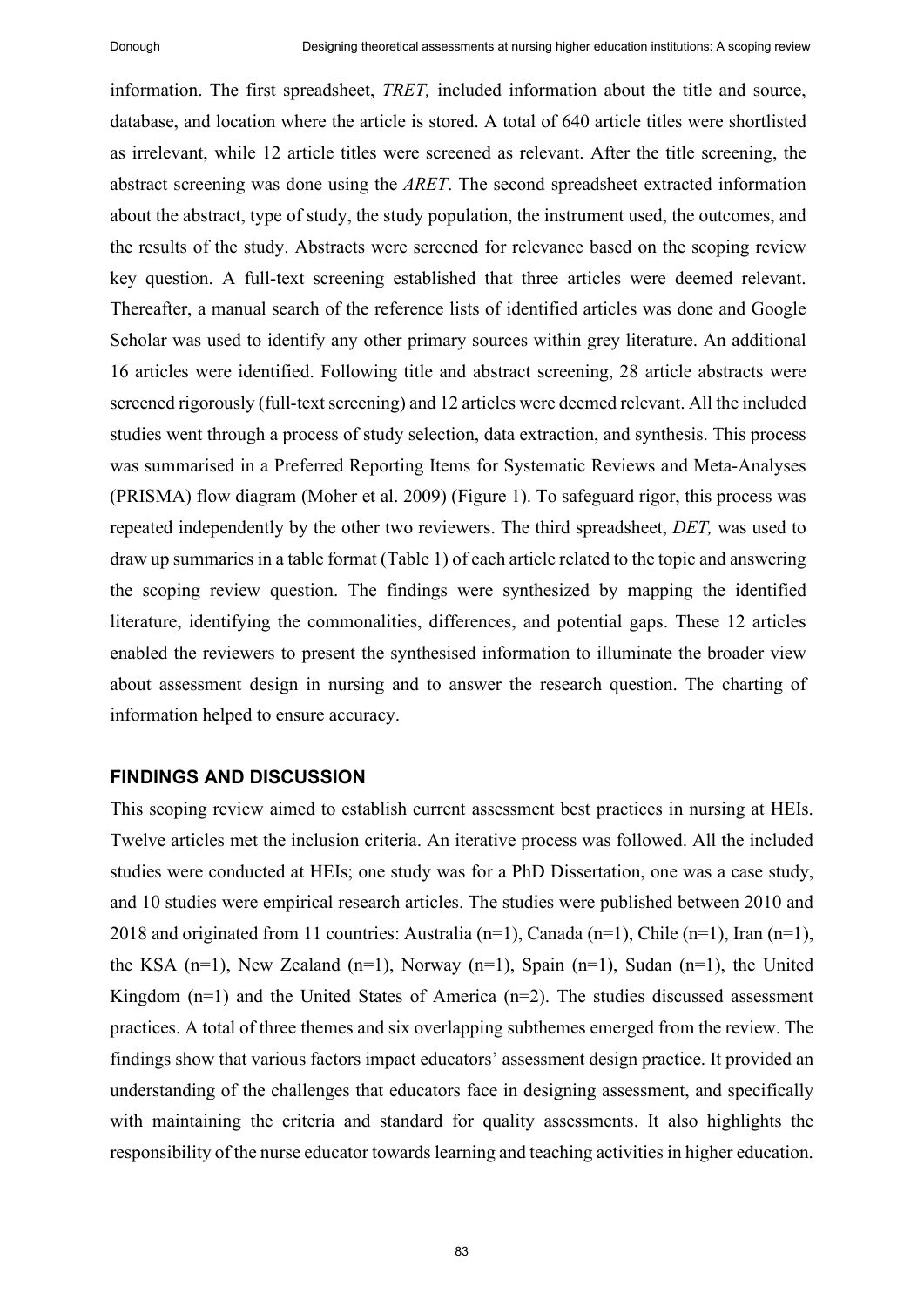information. The first spreadsheet, *TRET,* included information about the title and source, database, and location where the article is stored. A total of 640 article titles were shortlisted as irrelevant, while 12 article titles were screened as relevant. After the title screening, the abstract screening was done using the *ARET*. The second spreadsheet extracted information about the abstract, type of study, the study population, the instrument used, the outcomes, and the results of the study. Abstracts were screened for relevance based on the scoping review key question. A full-text screening established that three articles were deemed relevant. Thereafter, a manual search of the reference lists of identified articles was done and Google Scholar was used to identify any other primary sources within grey literature. An additional 16 articles were identified. Following title and abstract screening, 28 article abstracts were screened rigorously (full-text screening) and 12 articles were deemed relevant. All the included studies went through a process of study selection, data extraction, and synthesis. This process was summarised in a Preferred Reporting Items for Systematic Reviews and Meta-Analyses (PRISMA) flow diagram (Moher et al. 2009) (Figure 1). To safeguard rigor, this process was repeated independently by the other two reviewers. The third spreadsheet, *DET,* was used to draw up summaries in a table format (Table 1) of each article related to the topic and answering the scoping review question. The findings were synthesized by mapping the identified literature, identifying the commonalities, differences, and potential gaps. These 12 articles enabled the reviewers to present the synthesised information to illuminate the broader view about assessment design in nursing and to answer the research question. The charting of information helped to ensure accuracy.

## FINDINGS AND DISCUSSION

This scoping review aimed to establish current assessment best practices in nursing at HEIs. Twelve articles met the inclusion criteria. An iterative process was followed. All the included studies were conducted at HEIs; one study was for a PhD Dissertation, one was a case study, and 10 studies were empirical research articles. The studies were published between 2010 and 2018 and originated from 11 countries: Australia (n=1), Canada (n=1), Chile (n=1), Iran (n=1), the KSA (n=1), New Zealand (n=1), Norway (n=1), Spain (n=1), Sudan (n=1), the United Kingdom (n=1) and the United States of America (n=2). The studies discussed assessment practices. A total of three themes and six overlapping subthemes emerged from the review. The findings show that various factors impact educators' assessment design practice. It provided an understanding of the challenges that educators face in designing assessment, and specifically with maintaining the criteria and standard for quality assessments. It also highlights the responsibility of the nurse educator towards learning and teaching activities in higher education.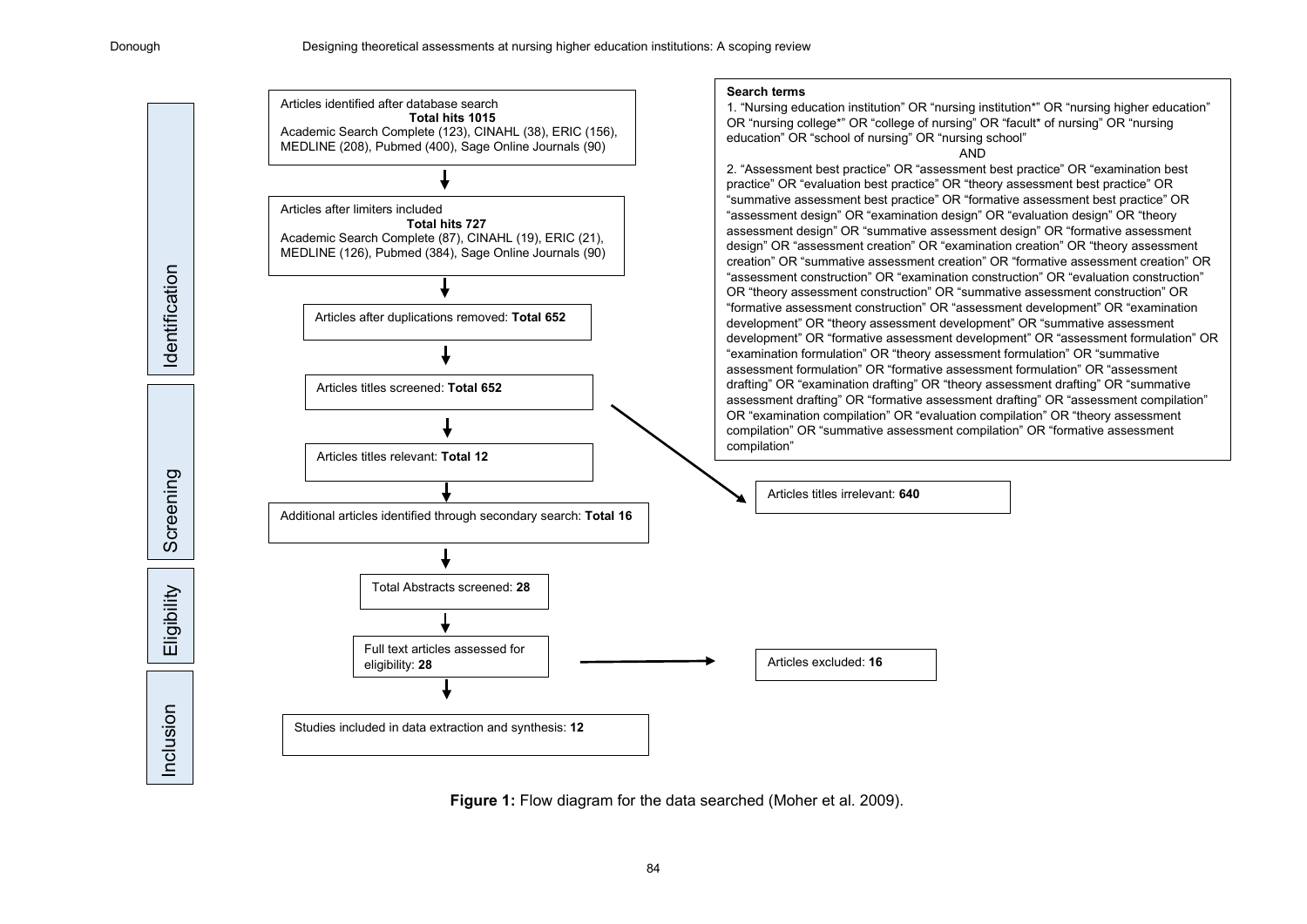**Identification**

Articles identified after database search
**Total hits 1015**
Academic Search Complete (123), CINAHL (38), ERIC (156), MEDLINE (208), Pubmed (400), Sage Online Journals (90)

↓

Articles after limiters included
**Total hits 727**
Academic Search Complete (87), CINAHL (19), ERIC (21), MEDLINE (126), Pubmed (384), Sage Online Journals (90)

↓

Articles after duplications removed: **Total 652**

↓

**Screening**

Articles titles screened: **Total 652** → Articles titles irrelevant: **640**

↓

Articles titles relevant: **Total 12**

↓

Additional articles identified through secondary search: **Total 16**

↓

**Eligibility**

Total Abstracts screened: **28**

↓

Full text articles assessed for eligibility: **28** → Articles excluded: **16**

↓

**Inclusion**

Studies included in data extraction and synthesis: **12**

**Search terms**

1. "Nursing education institution" OR "nursing institution*" OR "nursing higher education" OR "nursing college*" OR "college of nursing" OR "facult* of nursing" OR "nursing education" OR "school of nursing" OR "nursing school"

AND

2. "Assessment best practice" OR "assessment best practice" OR "examination best practice" OR "evaluation best practice" OR "theory assessment best practice" OR "summative assessment best practice" OR "formative assessment best practice" OR "assessment design" OR "examination design" OR "evaluation design" OR "theory assessment design" OR "summative assessment design" OR "formative assessment design" OR "assessment creation" OR "examination creation" OR "theory assessment creation" OR "summative assessment creation" OR "formative assessment creation" OR "assessment construction" OR "examination construction" OR "evaluation construction" OR "theory assessment construction" OR "summative assessment construction" OR "formative assessment construction" OR "assessment development" OR "examination development" OR "theory assessment development" OR "summative assessment development" OR "formative assessment development" OR "assessment formulation" OR "examination formulation" OR "theory assessment formulation" OR "summative assessment formulation" OR "formative assessment formulation" OR "assessment drafting" OR "examination drafting" OR "theory assessment drafting" OR "summative assessment drafting" OR "formative assessment drafting" OR "assessment compilation" OR "examination compilation" OR "evaluation compilation" OR "theory assessment compilation" OR "summative assessment compilation" OR "formative assessment compilation"

**Figure 1:** Flow diagram for the data searched (Moher et al. 2009).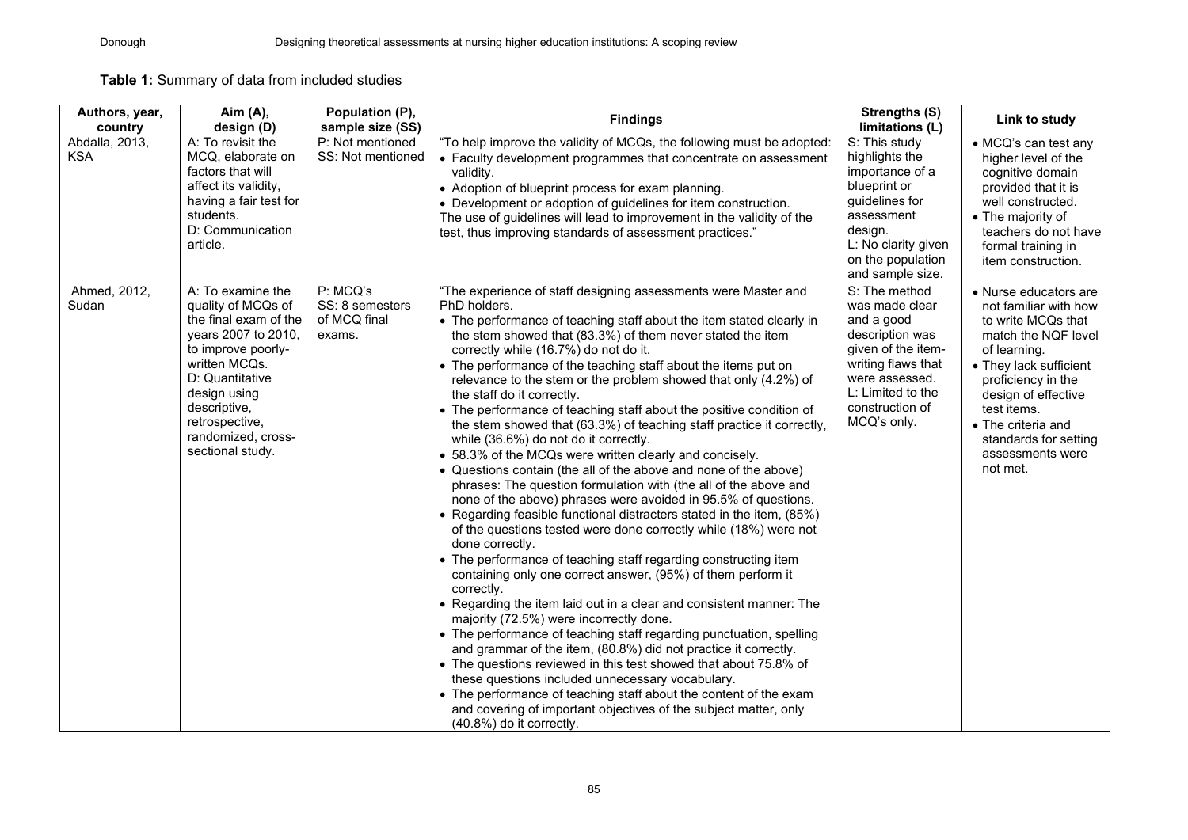**Table 1:** Summary of data from included studies

| Authors, year, country | Aim (A), design (D) | Population (P), sample size (SS) | Findings | Strengths (S) limitations (L) | Link to study |
|---|---|---|---|---|---|
| Abdalla, 2013, KSA | A: To revisit the MCQ, elaborate on factors that will affect its validity, having a fair test for students.<br>D: Communication article. | P: Not mentioned<br>SS: Not mentioned | "To help improve the validity of MCQs, the following must be adopted:<br>• Faculty development programmes that concentrate on assessment validity.<br>• Adoption of blueprint process for exam planning.<br>• Development or adoption of guidelines for item construction.<br>The use of guidelines will lead to improvement in the validity of the test, thus improving standards of assessment practices." | S: This study highlights the importance of a blueprint or guidelines for assessment design.<br>L: No clarity given on the population and sample size. | • MCQ's can test any higher level of the cognitive domain provided that it is well constructed.<br>• The majority of teachers do not have formal training in item construction. |
| Ahmed, 2012, Sudan | A: To examine the quality of MCQs of the final exam of the years 2007 to 2010, to improve poorly-written MCQs.<br>D: Quantitative design using descriptive, retrospective, randomized, cross-sectional study. | P: MCQ's<br>SS: 8 semesters of MCQ final exams. | "The experience of staff designing assessments were Master and PhD holders.<br>• The performance of teaching staff about the item stated clearly in the stem showed that (83.3%) of them never stated the item correctly while (16.7%) do not do it.<br>• The performance of the teaching staff about the items put on relevance to the stem or the problem showed that only (4.2%) of the staff do it correctly.<br>• The performance of teaching staff about the positive condition of the stem showed that (63.3%) of teaching staff practice it correctly, while (36.6%) do not do it correctly.<br>• 58.3% of the MCQs were written clearly and concisely.<br>• Questions contain (the all of the above and none of the above) phrases: The question formulation with (the all of the above and none of the above) phrases were avoided in 95.5% of questions.<br>• Regarding feasible functional distracters stated in the item, (85%) of the questions tested were done correctly while (18%) were not done correctly.<br>• The performance of teaching staff regarding constructing item containing only one correct answer, (95%) of them perform it correctly.<br>• Regarding the item laid out in a clear and consistent manner: The majority (72.5%) were incorrectly done.<br>• The performance of teaching staff regarding punctuation, spelling and grammar of the item, (80.8%) did not practice it correctly.<br>• The questions reviewed in this test showed that about 75.8% of these questions included unnecessary vocabulary.<br>• The performance of teaching staff about the content of the exam and covering of important objectives of the subject matter, only (40.8%) do it correctly. | S: The method was made clear and a good description was given of the item-writing flaws that were assessed.<br>L: Limited to the construction of MCQ's only. | • Nurse educators are not familiar with how to write MCQs that match the NQF level of learning.<br>• They lack sufficient proficiency in the design of effective test items.<br>• The criteria and standards for setting assessments were not met. |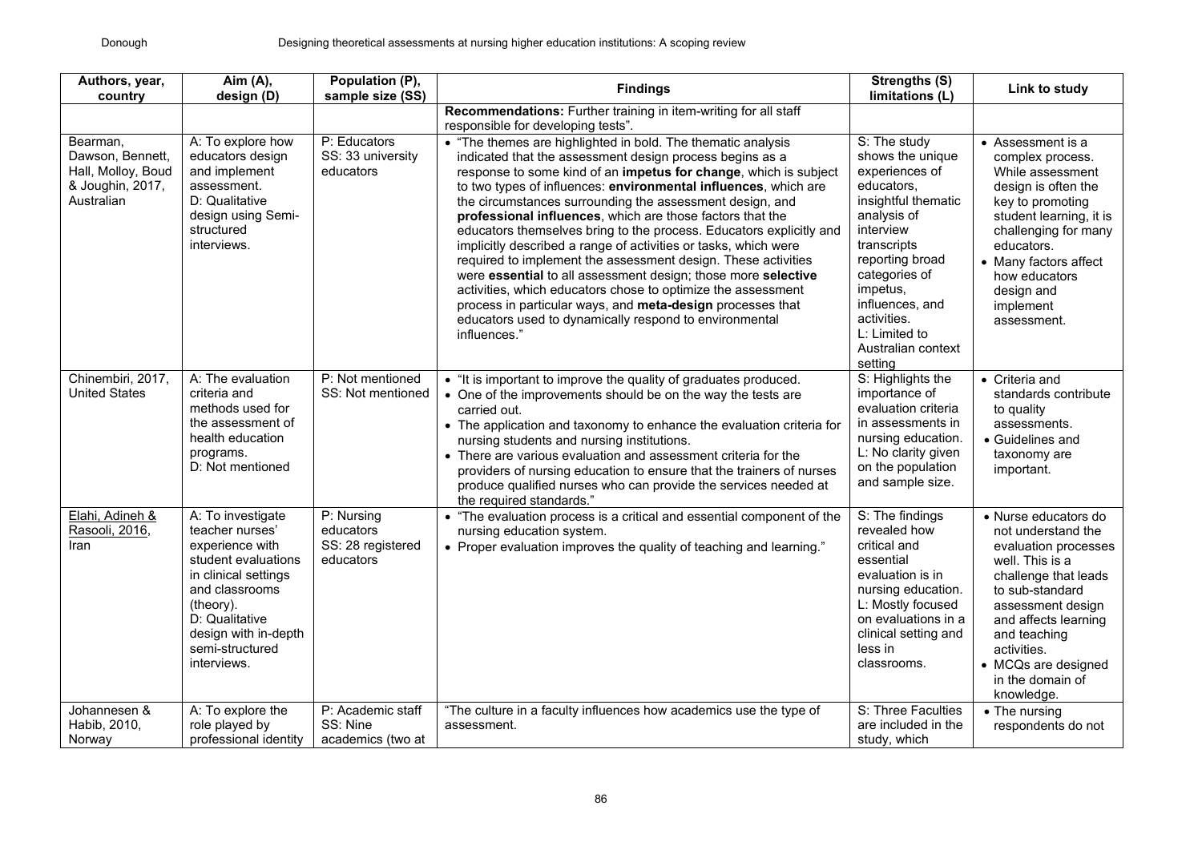| Authors, year, country | Aim (A), design (D) | Population (P), sample size (SS) | Findings | Strengths (S) limitations (L) | Link to study |
|---|---|---|---|---|---|
| | | | **Recommendations:** Further training in item-writing for all staff responsible for developing tests". | | |
| Bearman, Dawson, Bennett, Hall, Molloy, Boud & Joughin, 2017, Australian | A: To explore how educators design and implement assessment.<br>D: Qualitative design using Semi-structured interviews. | P: Educators<br>SS: 33 university educators | • "The themes are highlighted in bold. The thematic analysis indicated that the assessment design process begins as a response to some kind of an **impetus for change**, which is subject to two types of influences: **environmental influences**, which are the circumstances surrounding the assessment design, and **professional influences**, which are those factors that the educators themselves bring to the process. Educators explicitly and implicitly described a range of activities or tasks, which were required to implement the assessment design. These activities were **essential** to all assessment design; those more **selective** activities, which educators chose to optimize the assessment process in particular ways, and **meta-design** processes that educators used to dynamically respond to environmental influences." | S: The study shows the unique experiences of educators, insightful thematic analysis of interview transcripts reporting broad categories of impetus, influences, and activities.<br>L: Limited to Australian context setting | • Assessment is a complex process. While assessment design is often the key to promoting student learning, it is challenging for many educators.<br>• Many factors affect how educators design and implement assessment. |
| Chinembiri, 2017, United States | A: The evaluation criteria and methods used for the assessment of health education programs.<br>D: Not mentioned | P: Not mentioned<br>SS: Not mentioned | • "It is important to improve the quality of graduates produced.<br>• One of the improvements should be on the way the tests are carried out.<br>• The application and taxonomy to enhance the evaluation criteria for nursing students and nursing institutions.<br>• There are various evaluation and assessment criteria for the providers of nursing education to ensure that the trainers of nurses produce qualified nurses who can provide the services needed at the required standards." | S: Highlights the importance of evaluation criteria in assessments in nursing education.<br>L: No clarity given on the population and sample size. | • Criteria and standards contribute to quality assessments.<br>• Guidelines and taxonomy are important. |
| Elahi, Adineh & Rasooli, 2016, Iran | A: To investigate teacher nurses' experience with student evaluations in clinical settings and classrooms (theory).<br>D: Qualitative design with in-depth semi-structured interviews. | P: Nursing educators<br>SS: 28 registered educators | • "The evaluation process is a critical and essential component of the nursing education system.<br>• Proper evaluation improves the quality of teaching and learning." | S: The findings revealed how critical and essential evaluation is in nursing education.<br>L: Mostly focused on evaluations in a clinical setting and less in classrooms. | • Nurse educators do not understand the evaluation processes well. This is a challenge that leads to sub-standard assessment design and affects learning and teaching activities.<br>• MCQs are designed in the domain of knowledge. |
| Johannesen & Habib, 2010, Norway | A: To explore the role played by professional identity | P: Academic staff<br>SS: Nine academics (two at | "The culture in a faculty influences how academics use the type of assessment. | S: Three Faculties are included in the study, which | • The nursing respondents do not |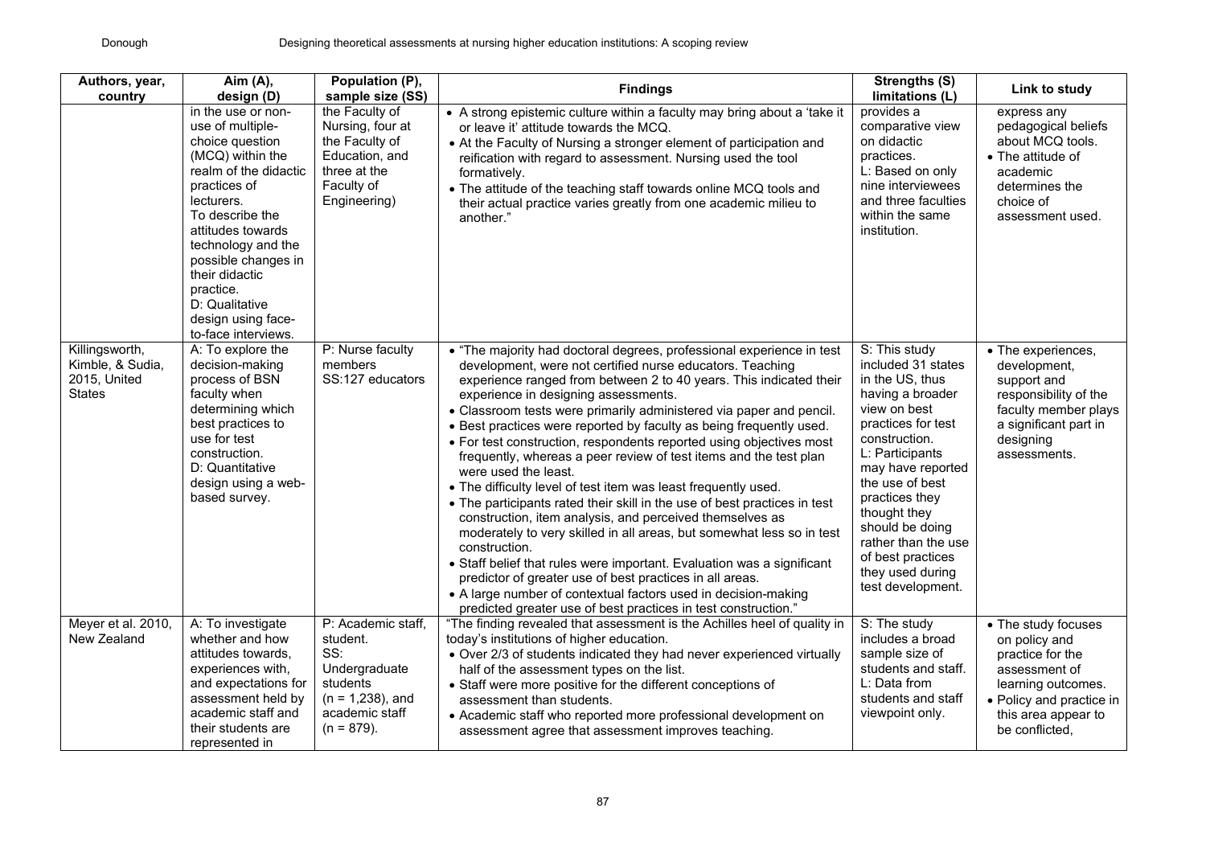| Authors, year, country | Aim (A), design (D) | Population (P), sample size (SS) | Findings | Strengths (S) limitations (L) | Link to study |
|---|---|---|---|---|---|
| | in the use or non-use of multiple-choice question (MCQ) within the realm of the didactic practices of lecturers. To describe the attitudes towards technology and the possible changes in their didactic practice. D: Qualitative design using face-to-face interviews. | the Faculty of Nursing, four at the Faculty of Education, and three at the Faculty of Engineering) | • A strong epistemic culture within a faculty may bring about a 'take it or leave it' attitude towards the MCQ. • At the Faculty of Nursing a stronger element of participation and reification with regard to assessment. Nursing used the tool formatively. • The attitude of the teaching staff towards online MCQ tools and their actual practice varies greatly from one academic milieu to another." | provides a comparative view on didactic practices. L: Based on only nine interviewees and three faculties within the same institution. | express any pedagogical beliefs about MCQ tools. • The attitude of academic determines the choice of assessment used. |
| Killingsworth, Kimble, & Sudia, 2015, United States | A: To explore the decision-making process of BSN faculty when determining which best practices to use for test construction. D: Quantitative design using a web-based survey. | P: Nurse faculty members SS:127 educators | • "The majority had doctoral degrees, professional experience in test development, were not certified nurse educators. Teaching experience ranged from between 2 to 40 years. This indicated their experience in designing assessments. • Classroom tests were primarily administered via paper and pencil. • Best practices were reported by faculty as being frequently used. • For test construction, respondents reported using objectives most frequently, whereas a peer review of test items and the test plan were used the least. • The difficulty level of test item was least frequently used. • The participants rated their skill in the use of best practices in test construction, item analysis, and perceived themselves as moderately to very skilled in all areas, but somewhat less so in test construction. • Staff belief that rules were important. Evaluation was a significant predictor of greater use of best practices in all areas. • A large number of contextual factors used in decision-making predicted greater use of best practices in test construction." | S: This study included 31 states in the US, thus having a broader view on best practices for test construction. L: Participants may have reported the use of best practices they thought they should be doing rather than the use of best practices they used during test development. | • The experiences, development, support and responsibility of the faculty member plays a significant part in designing assessments. |
| Meyer et al. 2010, New Zealand | A: To investigate whether and how attitudes towards, experiences with, and expectations for assessment held by academic staff and their students are represented in | P: Academic staff, student. SS: Undergraduate students (n = 1,238), and academic staff (n = 879). | "The finding revealed that assessment is the Achilles heel of quality in today's institutions of higher education. • Over 2/3 of students indicated they had never experienced virtually half of the assessment types on the list. • Staff were more positive for the different conceptions of assessment than students. • Academic staff who reported more professional development on assessment agree that assessment improves teaching. | S: The study includes a broad sample size of students and staff. L: Data from students and staff viewpoint only. | • The study focuses on policy and practice for the assessment of learning outcomes. • Policy and practice in this area appear to be conflicted, |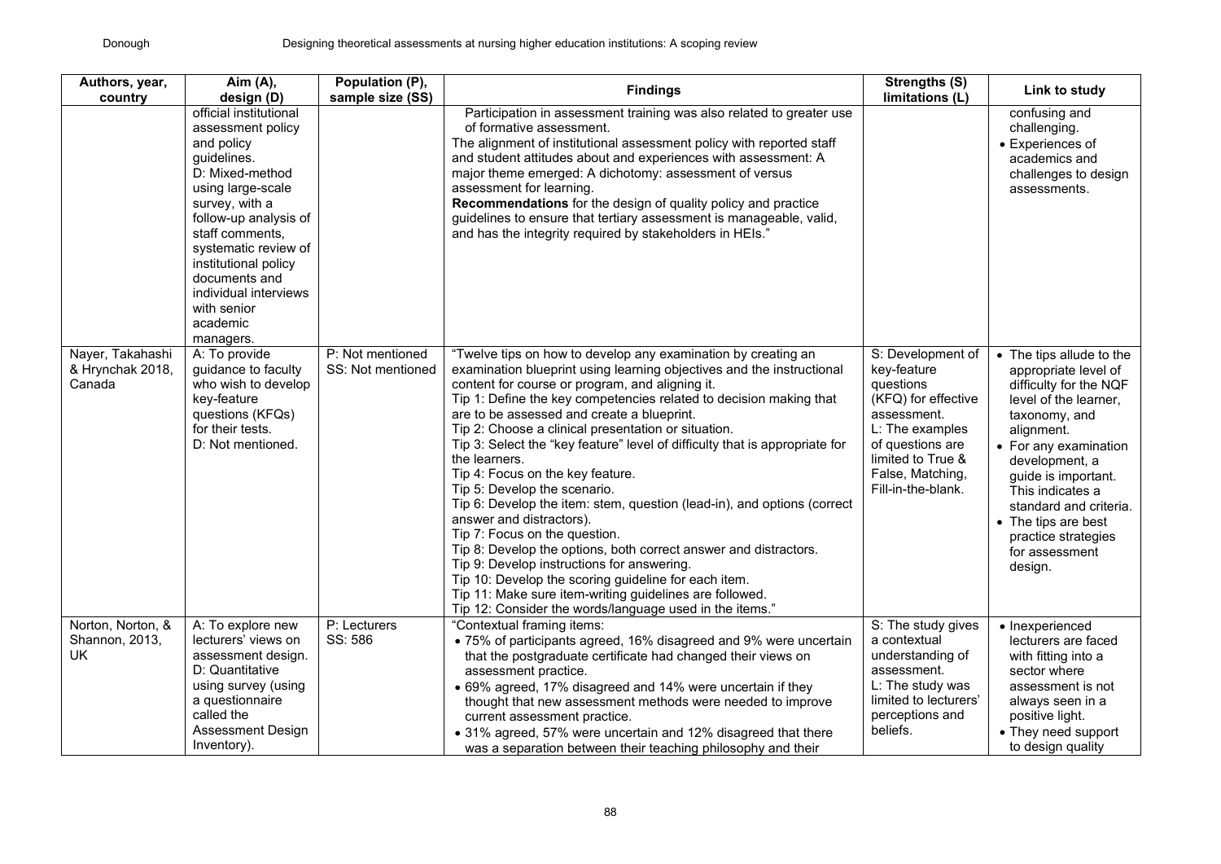| Authors, year, country | Aim (A), design (D) | Population (P), sample size (SS) | Findings | Strengths (S) limitations (L) | Link to study |
|---|---|---|---|---|---|
| | official institutional assessment policy and policy guidelines.<br>D: Mixed-method using large-scale survey, with a follow-up analysis of staff comments, systematic review of institutional policy documents and individual interviews with senior academic managers. | | Participation in assessment training was also related to greater use of formative assessment.<br>The alignment of institutional assessment policy with reported staff and student attitudes about and experiences with assessment: A major theme emerged: A dichotomy: assessment of versus assessment for learning.<br>**Recommendations** for the design of quality policy and practice guidelines to ensure that tertiary assessment is manageable, valid, and has the integrity required by stakeholders in HEIs." | | confusing and challenging.<br>• Experiences of academics and challenges to design assessments. |
| Nayer, Takahashi & Hrynchak 2018, Canada | A: To provide guidance to faculty who wish to develop key-feature questions (KFQs) for their tests.<br>D: Not mentioned. | P: Not mentioned<br>SS: Not mentioned | "Twelve tips on how to develop any examination by creating an examination blueprint using learning objectives and the instructional content for course or program, and aligning it.<br>Tip 1: Define the key competencies related to decision making that are to be assessed and create a blueprint.<br>Tip 2: Choose a clinical presentation or situation.<br>Tip 3: Select the "key feature" level of difficulty that is appropriate for the learners.<br>Tip 4: Focus on the key feature.<br>Tip 5: Develop the scenario.<br>Tip 6: Develop the item: stem, question (lead-in), and options (correct answer and distractors).<br>Tip 7: Focus on the question.<br>Tip 8: Develop the options, both correct answer and distractors.<br>Tip 9: Develop instructions for answering.<br>Tip 10: Develop the scoring guideline for each item.<br>Tip 11: Make sure item-writing guidelines are followed.<br>Tip 12: Consider the words/language used in the items." | S: Development of key-feature questions (KFQ) for effective assessment.<br>L: The examples of questions are limited to True & False, Matching, Fill-in-the-blank. | • The tips allude to the appropriate level of difficulty for the NQF level of the learner, taxonomy, and alignment.<br>• For any examination development, a guide is important. This indicates a standard and criteria.<br>• The tips are best practice strategies for assessment design. |
| Norton, Norton, & Shannon, 2013, UK | A: To explore new lecturers' views on assessment design.<br>D: Quantitative using survey (using a questionnaire called the Assessment Design Inventory). | P: Lecturers<br>SS: 586 | "Contextual framing items:<br>• 75% of participants agreed, 16% disagreed and 9% were uncertain that the postgraduate certificate had changed their views on assessment practice.<br>• 69% agreed, 17% disagreed and 14% were uncertain if they thought that new assessment methods were needed to improve current assessment practice.<br>• 31% agreed, 57% were uncertain and 12% disagreed that there was a separation between their teaching philosophy and their | S: The study gives a contextual understanding of assessment.<br>L: The study was limited to lecturers' perceptions and beliefs. | • Inexperienced lecturers are faced with fitting into a sector where assessment is not always seen in a positive light.<br>• They need support to design quality |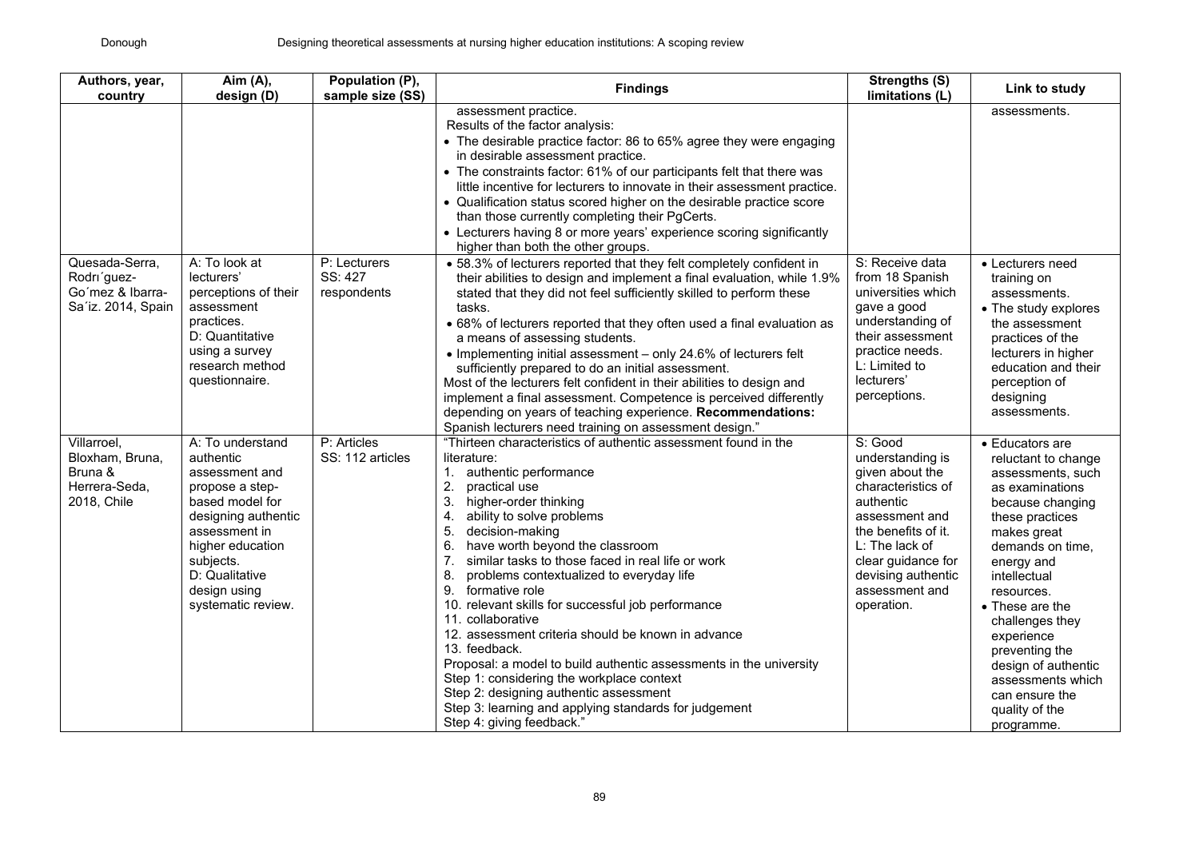| Authors, year, country | Aim (A), design (D) | Population (P), sample size (SS) | Findings | Strengths (S) limitations (L) | Link to study |
|---|---|---|---|---|---|
| | | | assessment practice.<br>Results of the factor analysis:<br>• The desirable practice factor: 86 to 65% agree they were engaging in desirable assessment practice.<br>• The constraints factor: 61% of our participants felt that there was little incentive for lecturers to innovate in their assessment practice.<br>• Qualification status scored higher on the desirable practice score than those currently completing their PgCerts.<br>• Lecturers having 8 or more years' experience scoring significantly higher than both the other groups. | | assessments. |
| Quesada-Serra, Rodrı´guez-Go´mez & Ibarra-Sa´iz. 2014, Spain | A: To look at lecturers' perceptions of their assessment practices.<br>D: Quantitative using a survey research method questionnaire. | P: Lecturers<br>SS: 427 respondents | • 58.3% of lecturers reported that they felt completely confident in their abilities to design and implement a final evaluation, while 1.9% stated that they did not feel sufficiently skilled to perform these tasks.<br>• 68% of lecturers reported that they often used a final evaluation as a means of assessing students.<br>• Implementing initial assessment – only 24.6% of lecturers felt sufficiently prepared to do an initial assessment.<br>Most of the lecturers felt confident in their abilities to design and implement a final assessment. Competence is perceived differently depending on years of teaching experience. **Recommendations:** Spanish lecturers need training on assessment design." | S: Receive data from 18 Spanish universities which gave a good understanding of their assessment practice needs.<br>L: Limited to lecturers' perceptions. | • Lecturers need training on assessments.<br>• The study explores the assessment practices of the lecturers in higher education and their perception of designing assessments. |
| Villarroel, Bloxham, Bruna, Bruna & Herrera-Seda, 2018, Chile | A: To understand authentic assessment and propose a step-based model for designing authentic assessment in higher education subjects.<br>D: Qualitative design using systematic review. | P: Articles<br>SS: 112 articles | "Thirteen characteristics of authentic assessment found in the literature:<br>1. authentic performance<br>2. practical use<br>3. higher-order thinking<br>4. ability to solve problems<br>5. decision-making<br>6. have worth beyond the classroom<br>7. similar tasks to those faced in real life or work<br>8. problems contextualized to everyday life<br>9. formative role<br>10. relevant skills for successful job performance<br>11. collaborative<br>12. assessment criteria should be known in advance<br>13. feedback.<br>Proposal: a model to build authentic assessments in the university<br>Step 1: considering the workplace context<br>Step 2: designing authentic assessment<br>Step 3: learning and applying standards for judgement<br>Step 4: giving feedback." | S: Good understanding is given about the characteristics of authentic assessment and the benefits of it.<br>L: The lack of clear guidance for devising authentic assessment and operation. | • Educators are reluctant to change assessments, such as examinations because changing these practices makes great demands on time, energy and intellectual resources.<br>• These are the challenges they experience preventing the design of authentic assessments which can ensure the quality of the programme. |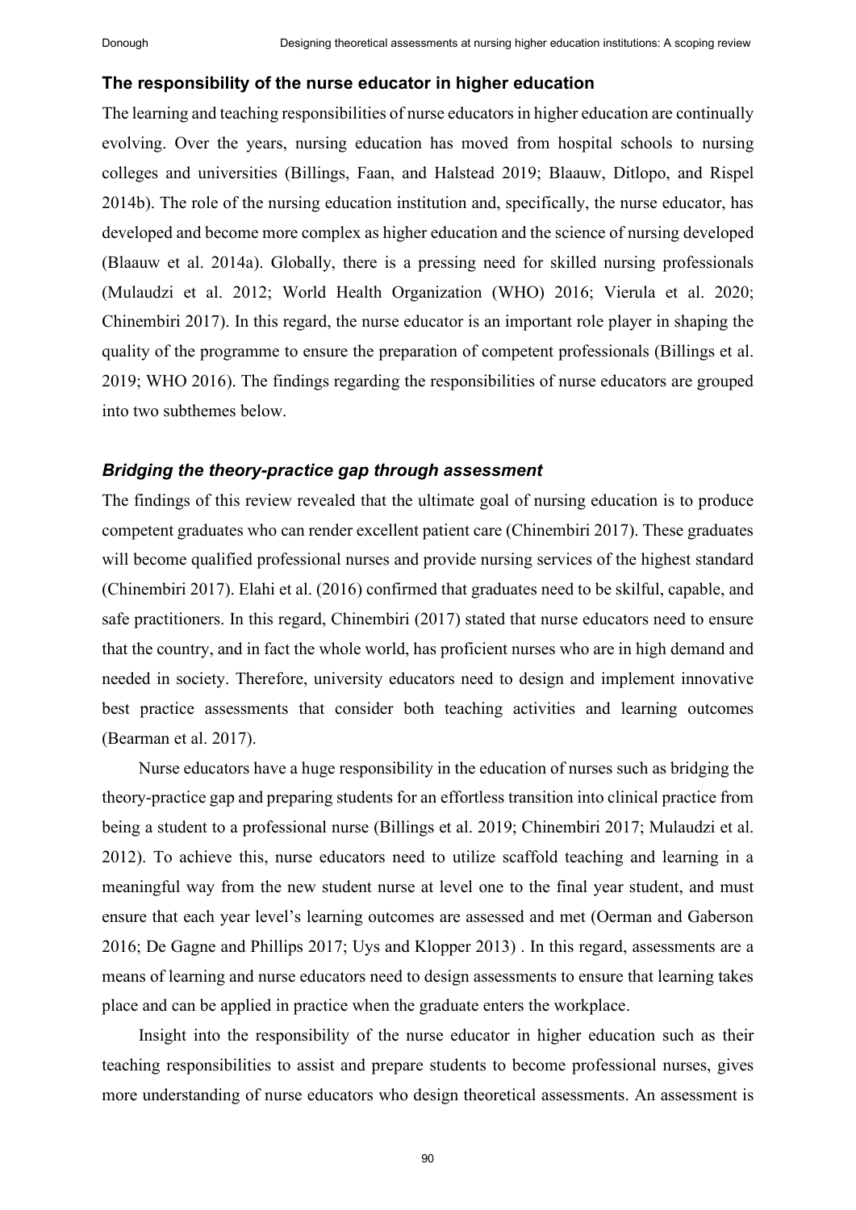## The responsibility of the nurse educator in higher education

The learning and teaching responsibilities of nurse educators in higher education are continually evolving. Over the years, nursing education has moved from hospital schools to nursing colleges and universities (Billings, Faan, and Halstead 2019; Blaauw, Ditlopo, and Rispel 2014b). The role of the nursing education institution and, specifically, the nurse educator, has developed and become more complex as higher education and the science of nursing developed (Blaauw et al. 2014a). Globally, there is a pressing need for skilled nursing professionals (Mulaudzi et al. 2012; World Health Organization (WHO) 2016; Vierula et al. 2020; Chinembiri 2017). In this regard, the nurse educator is an important role player in shaping the quality of the programme to ensure the preparation of competent professionals (Billings et al. 2019; WHO 2016). The findings regarding the responsibilities of nurse educators are grouped into two subthemes below.

### *Bridging the theory-practice gap through assessment*

The findings of this review revealed that the ultimate goal of nursing education is to produce competent graduates who can render excellent patient care (Chinembiri 2017). These graduates will become qualified professional nurses and provide nursing services of the highest standard (Chinembiri 2017). Elahi et al. (2016) confirmed that graduates need to be skilful, capable, and safe practitioners. In this regard, Chinembiri (2017) stated that nurse educators need to ensure that the country, and in fact the whole world, has proficient nurses who are in high demand and needed in society. Therefore, university educators need to design and implement innovative best practice assessments that consider both teaching activities and learning outcomes (Bearman et al. 2017).

Nurse educators have a huge responsibility in the education of nurses such as bridging the theory-practice gap and preparing students for an effortless transition into clinical practice from being a student to a professional nurse (Billings et al. 2019; Chinembiri 2017; Mulaudzi et al. 2012). To achieve this, nurse educators need to utilize scaffold teaching and learning in a meaningful way from the new student nurse at level one to the final year student, and must ensure that each year level's learning outcomes are assessed and met (Oerman and Gaberson 2016; De Gagne and Phillips 2017; Uys and Klopper 2013) . In this regard, assessments are a means of learning and nurse educators need to design assessments to ensure that learning takes place and can be applied in practice when the graduate enters the workplace.

Insight into the responsibility of the nurse educator in higher education such as their teaching responsibilities to assist and prepare students to become professional nurses, gives more understanding of nurse educators who design theoretical assessments. An assessment is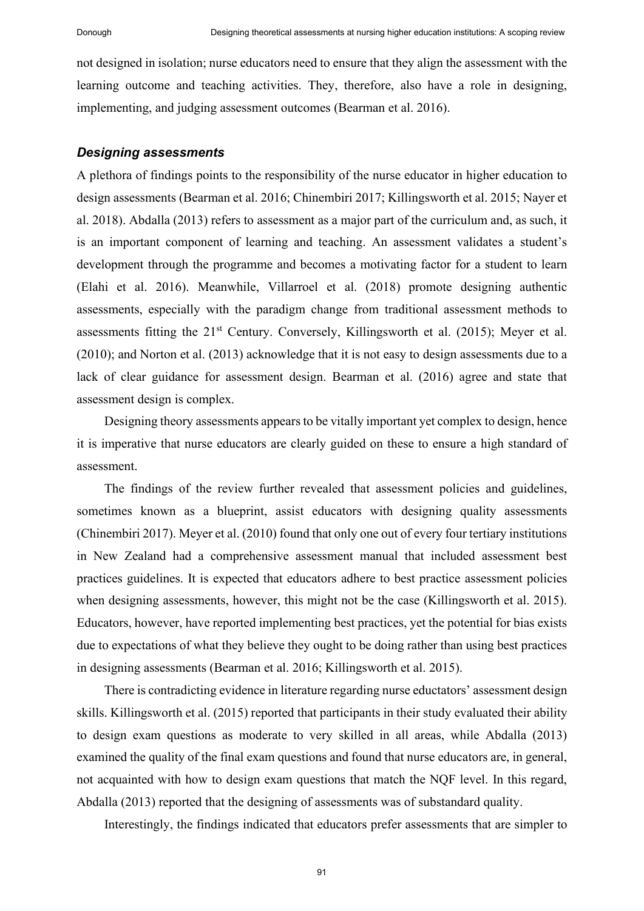not designed in isolation; nurse educators need to ensure that they align the assessment with the learning outcome and teaching activities. They, therefore, also have a role in designing, implementing, and judging assessment outcomes (Bearman et al. 2016).

### *Designing assessments*

A plethora of findings points to the responsibility of the nurse educator in higher education to design assessments (Bearman et al. 2016; Chinembiri 2017; Killingsworth et al. 2015; Nayer et al. 2018). Abdalla (2013) refers to assessment as a major part of the curriculum and, as such, it is an important component of learning and teaching. An assessment validates a student's development through the programme and becomes a motivating factor for a student to learn (Elahi et al. 2016). Meanwhile, Villarroel et al. (2018) promote designing authentic assessments, especially with the paradigm change from traditional assessment methods to assessments fitting the 21st Century. Conversely, Killingsworth et al. (2015); Meyer et al. (2010); and Norton et al. (2013) acknowledge that it is not easy to design assessments due to a lack of clear guidance for assessment design. Bearman et al. (2016) agree and state that assessment design is complex.

Designing theory assessments appears to be vitally important yet complex to design, hence it is imperative that nurse educators are clearly guided on these to ensure a high standard of assessment.

The findings of the review further revealed that assessment policies and guidelines, sometimes known as a blueprint, assist educators with designing quality assessments (Chinembiri 2017). Meyer et al. (2010) found that only one out of every four tertiary institutions in New Zealand had a comprehensive assessment manual that included assessment best practices guidelines. It is expected that educators adhere to best practice assessment policies when designing assessments, however, this might not be the case (Killingsworth et al. 2015). Educators, however, have reported implementing best practices, yet the potential for bias exists due to expectations of what they believe they ought to be doing rather than using best practices in designing assessments (Bearman et al. 2016; Killingsworth et al. 2015).

There is contradicting evidence in literature regarding nurse eductators' assessment design skills. Killingsworth et al. (2015) reported that participants in their study evaluated their ability to design exam questions as moderate to very skilled in all areas, while Abdalla (2013) examined the quality of the final exam questions and found that nurse educators are, in general, not acquainted with how to design exam questions that match the NQF level. In this regard, Abdalla (2013) reported that the designing of assessments was of substandard quality.

Interestingly, the findings indicated that educators prefer assessments that are simpler to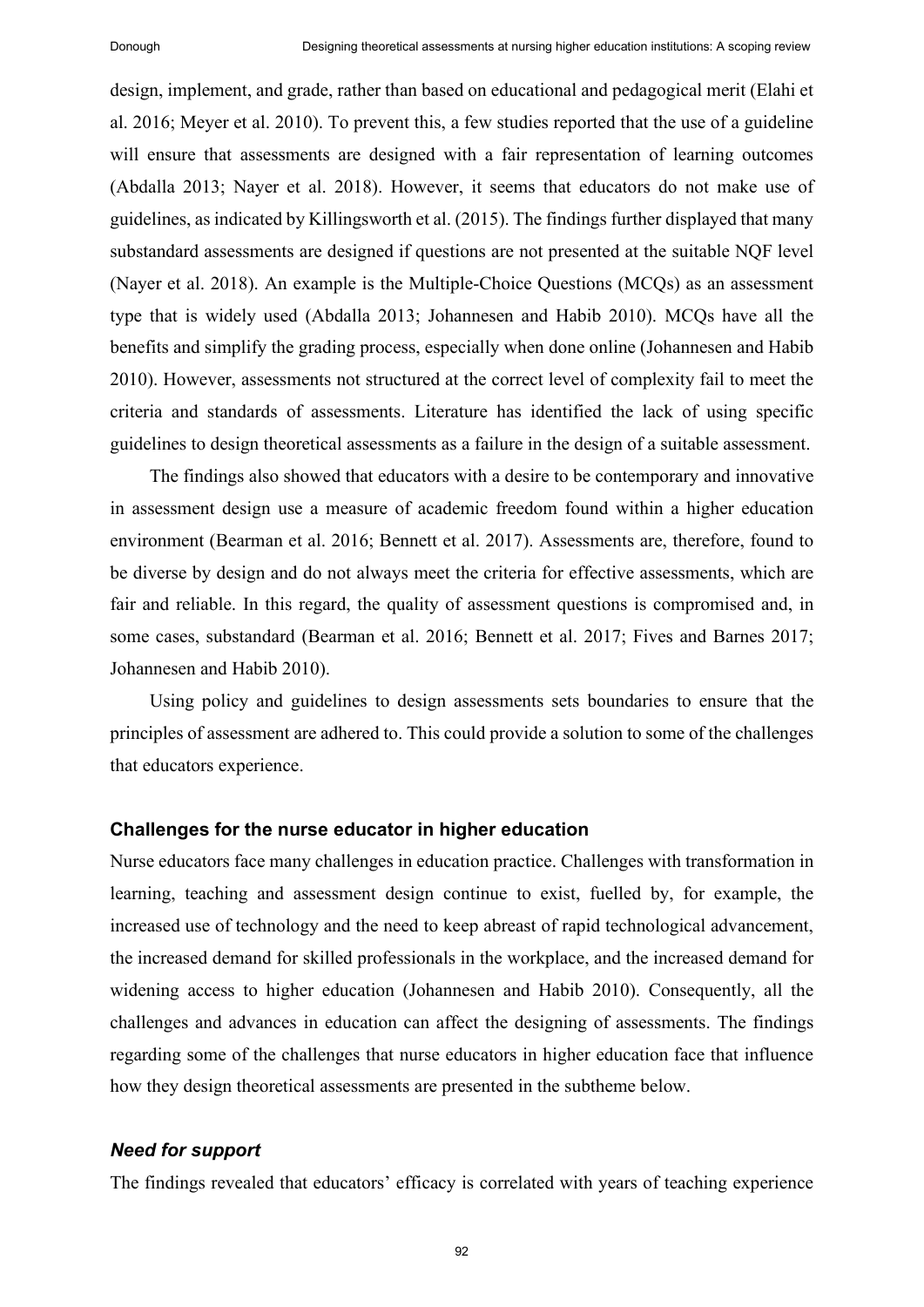design, implement, and grade, rather than based on educational and pedagogical merit (Elahi et al. 2016; Meyer et al. 2010). To prevent this, a few studies reported that the use of a guideline will ensure that assessments are designed with a fair representation of learning outcomes (Abdalla 2013; Nayer et al. 2018). However, it seems that educators do not make use of guidelines, as indicated by Killingsworth et al. (2015). The findings further displayed that many substandard assessments are designed if questions are not presented at the suitable NQF level (Nayer et al. 2018). An example is the Multiple-Choice Questions (MCQs) as an assessment type that is widely used (Abdalla 2013; Johannesen and Habib 2010). MCQs have all the benefits and simplify the grading process, especially when done online (Johannesen and Habib 2010). However, assessments not structured at the correct level of complexity fail to meet the criteria and standards of assessments. Literature has identified the lack of using specific guidelines to design theoretical assessments as a failure in the design of a suitable assessment.

The findings also showed that educators with a desire to be contemporary and innovative in assessment design use a measure of academic freedom found within a higher education environment (Bearman et al. 2016; Bennett et al. 2017). Assessments are, therefore, found to be diverse by design and do not always meet the criteria for effective assessments, which are fair and reliable. In this regard, the quality of assessment questions is compromised and, in some cases, substandard (Bearman et al. 2016; Bennett et al. 2017; Fives and Barnes 2017; Johannesen and Habib 2010).

Using policy and guidelines to design assessments sets boundaries to ensure that the principles of assessment are adhered to. This could provide a solution to some of the challenges that educators experience.

### Challenges for the nurse educator in higher education

Nurse educators face many challenges in education practice. Challenges with transformation in learning, teaching and assessment design continue to exist, fuelled by, for example, the increased use of technology and the need to keep abreast of rapid technological advancement, the increased demand for skilled professionals in the workplace, and the increased demand for widening access to higher education (Johannesen and Habib 2010). Consequently, all the challenges and advances in education can affect the designing of assessments. The findings regarding some of the challenges that nurse educators in higher education face that influence how they design theoretical assessments are presented in the subtheme below.

#### *Need for support*

The findings revealed that educators' efficacy is correlated with years of teaching experience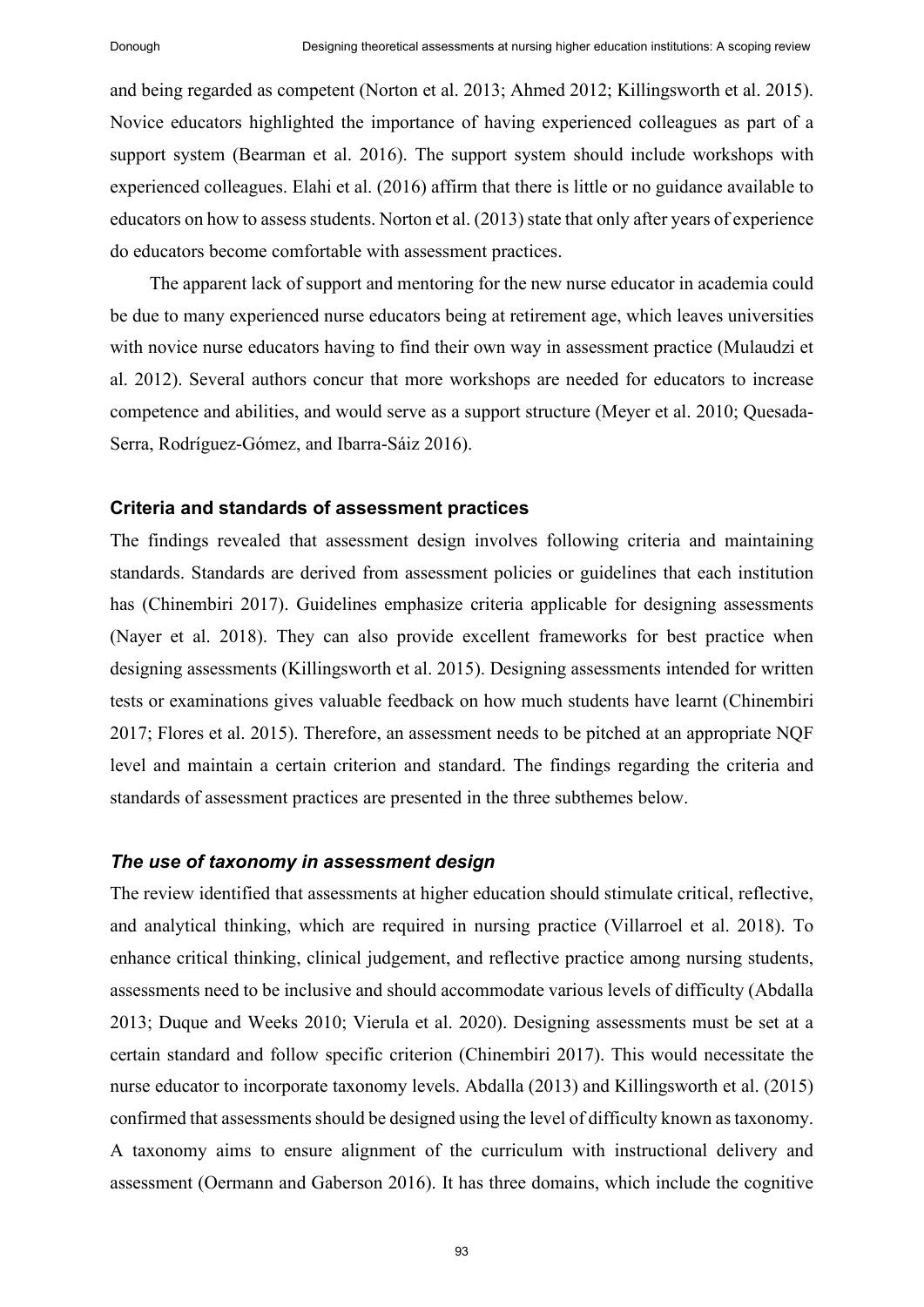and being regarded as competent (Norton et al. 2013; Ahmed 2012; Killingsworth et al. 2015). Novice educators highlighted the importance of having experienced colleagues as part of a support system (Bearman et al. 2016). The support system should include workshops with experienced colleagues. Elahi et al. (2016) affirm that there is little or no guidance available to educators on how to assess students. Norton et al. (2013) state that only after years of experience do educators become comfortable with assessment practices.

The apparent lack of support and mentoring for the new nurse educator in academia could be due to many experienced nurse educators being at retirement age, which leaves universities with novice nurse educators having to find their own way in assessment practice (Mulaudzi et al. 2012). Several authors concur that more workshops are needed for educators to increase competence and abilities, and would serve as a support structure (Meyer et al. 2010; Quesada-Serra, Rodríguez-Gómez, and Ibarra-Sáiz 2016).

### Criteria and standards of assessment practices

The findings revealed that assessment design involves following criteria and maintaining standards. Standards are derived from assessment policies or guidelines that each institution has (Chinembiri 2017). Guidelines emphasize criteria applicable for designing assessments (Nayer et al. 2018). They can also provide excellent frameworks for best practice when designing assessments (Killingsworth et al. 2015). Designing assessments intended for written tests or examinations gives valuable feedback on how much students have learnt (Chinembiri 2017; Flores et al. 2015). Therefore, an assessment needs to be pitched at an appropriate NQF level and maintain a certain criterion and standard. The findings regarding the criteria and standards of assessment practices are presented in the three subthemes below.

#### *The use of taxonomy in assessment design*

The review identified that assessments at higher education should stimulate critical, reflective, and analytical thinking, which are required in nursing practice (Villarroel et al. 2018). To enhance critical thinking, clinical judgement, and reflective practice among nursing students, assessments need to be inclusive and should accommodate various levels of difficulty (Abdalla 2013; Duque and Weeks 2010; Vierula et al. 2020). Designing assessments must be set at a certain standard and follow specific criterion (Chinembiri 2017). This would necessitate the nurse educator to incorporate taxonomy levels. Abdalla (2013) and Killingsworth et al. (2015) confirmed that assessments should be designed using the level of difficulty known as taxonomy. A taxonomy aims to ensure alignment of the curriculum with instructional delivery and assessment (Oermann and Gaberson 2016). It has three domains, which include the cognitive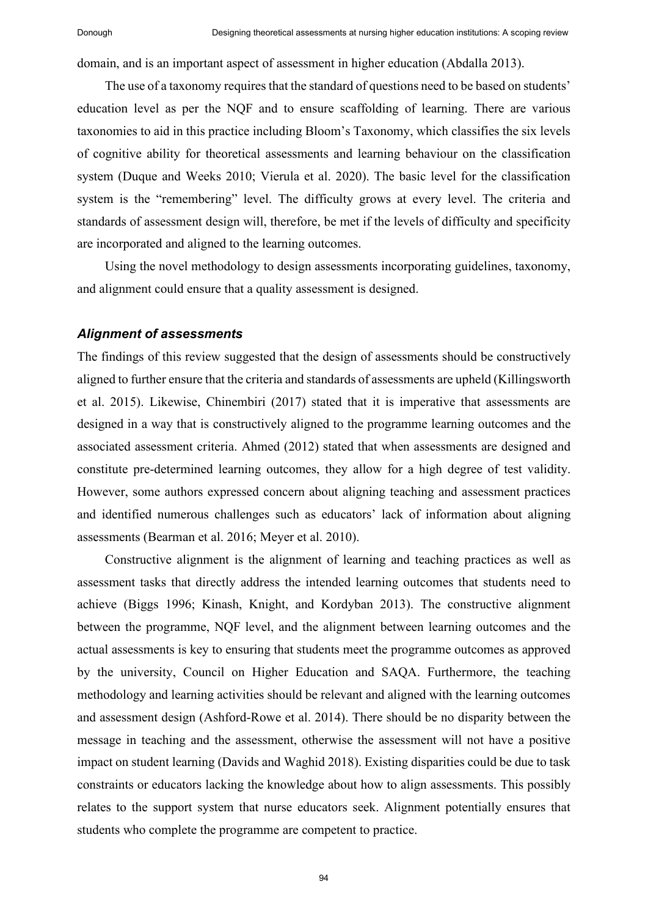domain, and is an important aspect of assessment in higher education (Abdalla 2013).

The use of a taxonomy requires that the standard of questions need to be based on students' education level as per the NQF and to ensure scaffolding of learning. There are various taxonomies to aid in this practice including Bloom's Taxonomy, which classifies the six levels of cognitive ability for theoretical assessments and learning behaviour on the classification system (Duque and Weeks 2010; Vierula et al. 2020). The basic level for the classification system is the "remembering" level. The difficulty grows at every level. The criteria and standards of assessment design will, therefore, be met if the levels of difficulty and specificity are incorporated and aligned to the learning outcomes.

Using the novel methodology to design assessments incorporating guidelines, taxonomy, and alignment could ensure that a quality assessment is designed.

### *Alignment of assessments*

The findings of this review suggested that the design of assessments should be constructively aligned to further ensure that the criteria and standards of assessments are upheld (Killingsworth et al. 2015). Likewise, Chinembiri (2017) stated that it is imperative that assessments are designed in a way that is constructively aligned to the programme learning outcomes and the associated assessment criteria. Ahmed (2012) stated that when assessments are designed and constitute pre-determined learning outcomes, they allow for a high degree of test validity. However, some authors expressed concern about aligning teaching and assessment practices and identified numerous challenges such as educators' lack of information about aligning assessments (Bearman et al. 2016; Meyer et al. 2010).

Constructive alignment is the alignment of learning and teaching practices as well as assessment tasks that directly address the intended learning outcomes that students need to achieve (Biggs 1996; Kinash, Knight, and Kordyban 2013). The constructive alignment between the programme, NQF level, and the alignment between learning outcomes and the actual assessments is key to ensuring that students meet the programme outcomes as approved by the university, Council on Higher Education and SAQA. Furthermore, the teaching methodology and learning activities should be relevant and aligned with the learning outcomes and assessment design (Ashford-Rowe et al. 2014). There should be no disparity between the message in teaching and the assessment, otherwise the assessment will not have a positive impact on student learning (Davids and Waghid 2018). Existing disparities could be due to task constraints or educators lacking the knowledge about how to align assessments. This possibly relates to the support system that nurse educators seek. Alignment potentially ensures that students who complete the programme are competent to practice.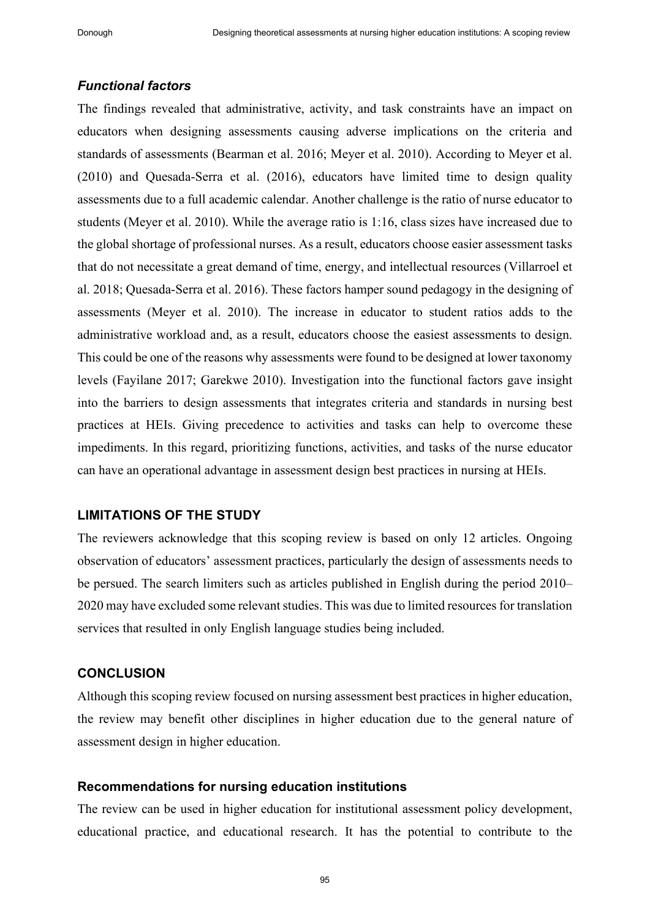### *Functional factors*

The findings revealed that administrative, activity, and task constraints have an impact on educators when designing assessments causing adverse implications on the criteria and standards of assessments (Bearman et al. 2016; Meyer et al. 2010). According to Meyer et al. (2010) and Quesada-Serra et al. (2016), educators have limited time to design quality assessments due to a full academic calendar. Another challenge is the ratio of nurse educator to students (Meyer et al. 2010). While the average ratio is 1:16, class sizes have increased due to the global shortage of professional nurses. As a result, educators choose easier assessment tasks that do not necessitate a great demand of time, energy, and intellectual resources (Villarroel et al. 2018; Quesada-Serra et al. 2016). These factors hamper sound pedagogy in the designing of assessments (Meyer et al. 2010). The increase in educator to student ratios adds to the administrative workload and, as a result, educators choose the easiest assessments to design. This could be one of the reasons why assessments were found to be designed at lower taxonomy levels (Fayilane 2017; Garekwe 2010). Investigation into the functional factors gave insight into the barriers to design assessments that integrates criteria and standards in nursing best practices at HEIs. Giving precedence to activities and tasks can help to overcome these impediments. In this regard, prioritizing functions, activities, and tasks of the nurse educator can have an operational advantage in assessment design best practices in nursing at HEIs.

## LIMITATIONS OF THE STUDY

The reviewers acknowledge that this scoping review is based on only 12 articles. Ongoing observation of educators' assessment practices, particularly the design of assessments needs to be persued. The search limiters such as articles published in English during the period 2010–2020 may have excluded some relevant studies. This was due to limited resources for translation services that resulted in only English language studies being included.

## CONCLUSION

Although this scoping review focused on nursing assessment best practices in higher education, the review may benefit other disciplines in higher education due to the general nature of assessment design in higher education.

### Recommendations for nursing education institutions

The review can be used in higher education for institutional assessment policy development, educational practice, and educational research. It has the potential to contribute to the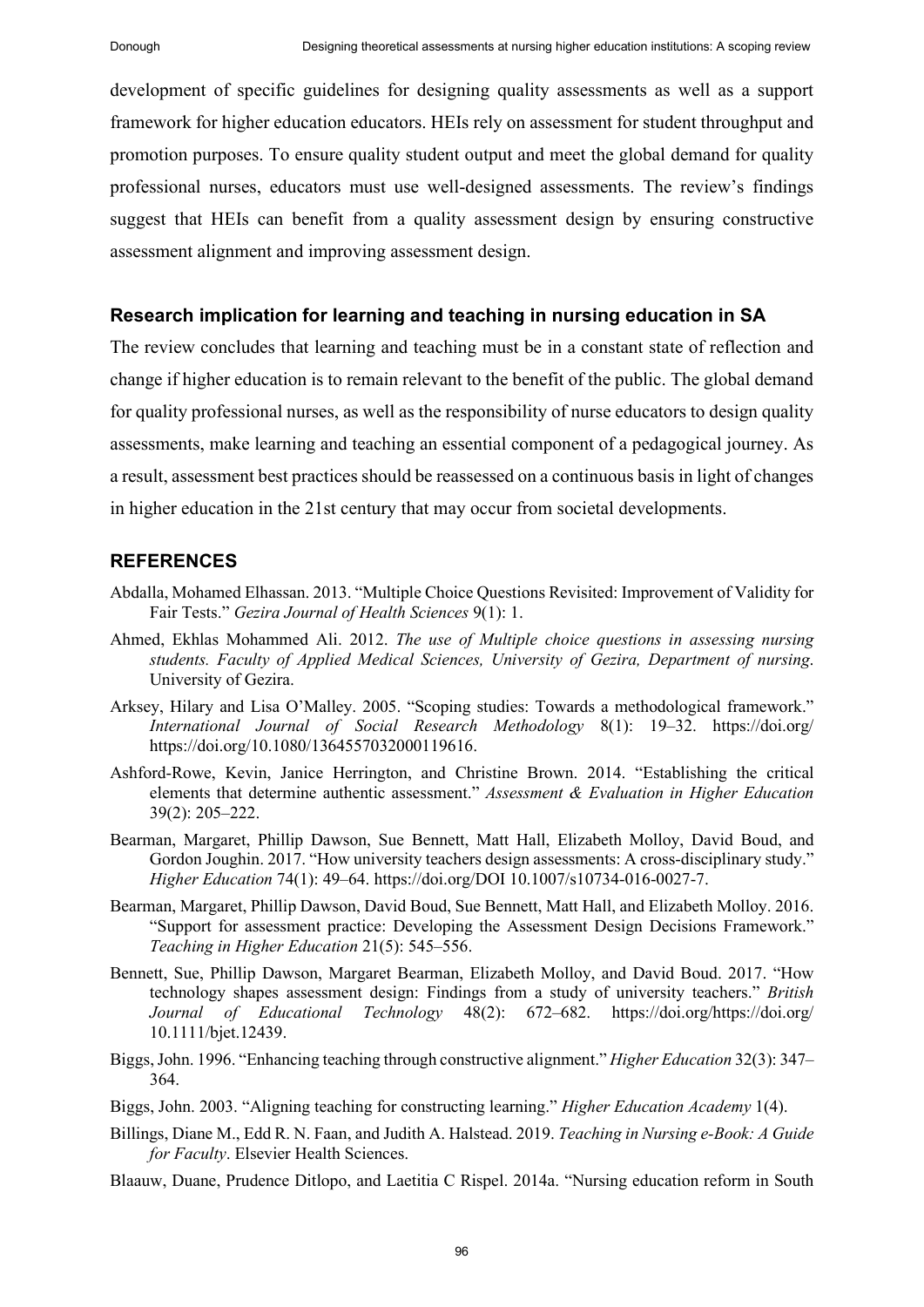development of specific guidelines for designing quality assessments as well as a support framework for higher education educators. HEIs rely on assessment for student throughput and promotion purposes. To ensure quality student output and meet the global demand for quality professional nurses, educators must use well-designed assessments. The review's findings suggest that HEIs can benefit from a quality assessment design by ensuring constructive assessment alignment and improving assessment design.

### Research implication for learning and teaching in nursing education in SA

The review concludes that learning and teaching must be in a constant state of reflection and change if higher education is to remain relevant to the benefit of the public. The global demand for quality professional nurses, as well as the responsibility of nurse educators to design quality assessments, make learning and teaching an essential component of a pedagogical journey. As a result, assessment best practices should be reassessed on a continuous basis in light of changes in higher education in the 21st century that may occur from societal developments.

## REFERENCES

Abdalla, Mohamed Elhassan. 2013. "Multiple Choice Questions Revisited: Improvement of Validity for Fair Tests." *Gezira Journal of Health Sciences* 9(1): 1.

Ahmed, Ekhlas Mohammed Ali. 2012. *The use of Multiple choice questions in assessing nursing students. Faculty of Applied Medical Sciences, University of Gezira, Department of nursing*. University of Gezira.

Arksey, Hilary and Lisa O'Malley. 2005. "Scoping studies: Towards a methodological framework." *International Journal of Social Research Methodology* 8(1): 19–32. https://doi.org/ https://doi.org/10.1080/1364557032000119616.

Ashford-Rowe, Kevin, Janice Herrington, and Christine Brown. 2014. "Establishing the critical elements that determine authentic assessment." *Assessment & Evaluation in Higher Education* 39(2): 205–222.

Bearman, Margaret, Phillip Dawson, Sue Bennett, Matt Hall, Elizabeth Molloy, David Boud, and Gordon Joughin. 2017. "How university teachers design assessments: A cross-disciplinary study." *Higher Education* 74(1): 49–64. https://doi.org/DOI 10.1007/s10734-016-0027-7.

Bearman, Margaret, Phillip Dawson, David Boud, Sue Bennett, Matt Hall, and Elizabeth Molloy. 2016. "Support for assessment practice: Developing the Assessment Design Decisions Framework." *Teaching in Higher Education* 21(5): 545–556.

Bennett, Sue, Phillip Dawson, Margaret Bearman, Elizabeth Molloy, and David Boud. 2017. "How technology shapes assessment design: Findings from a study of university teachers." *British Journal of Educational Technology* 48(2): 672–682. https://doi.org/https://doi.org/ 10.1111/bjet.12439.

Biggs, John. 1996. "Enhancing teaching through constructive alignment." *Higher Education* 32(3): 347–364.

Biggs, John. 2003. "Aligning teaching for constructing learning." *Higher Education Academy* 1(4).

Billings, Diane M., Edd R. N. Faan, and Judith A. Halstead. 2019. *Teaching in Nursing e-Book: A Guide for Faculty*. Elsevier Health Sciences.

Blaauw, Duane, Prudence Ditlopo, and Laetitia C Rispel. 2014a. "Nursing education reform in South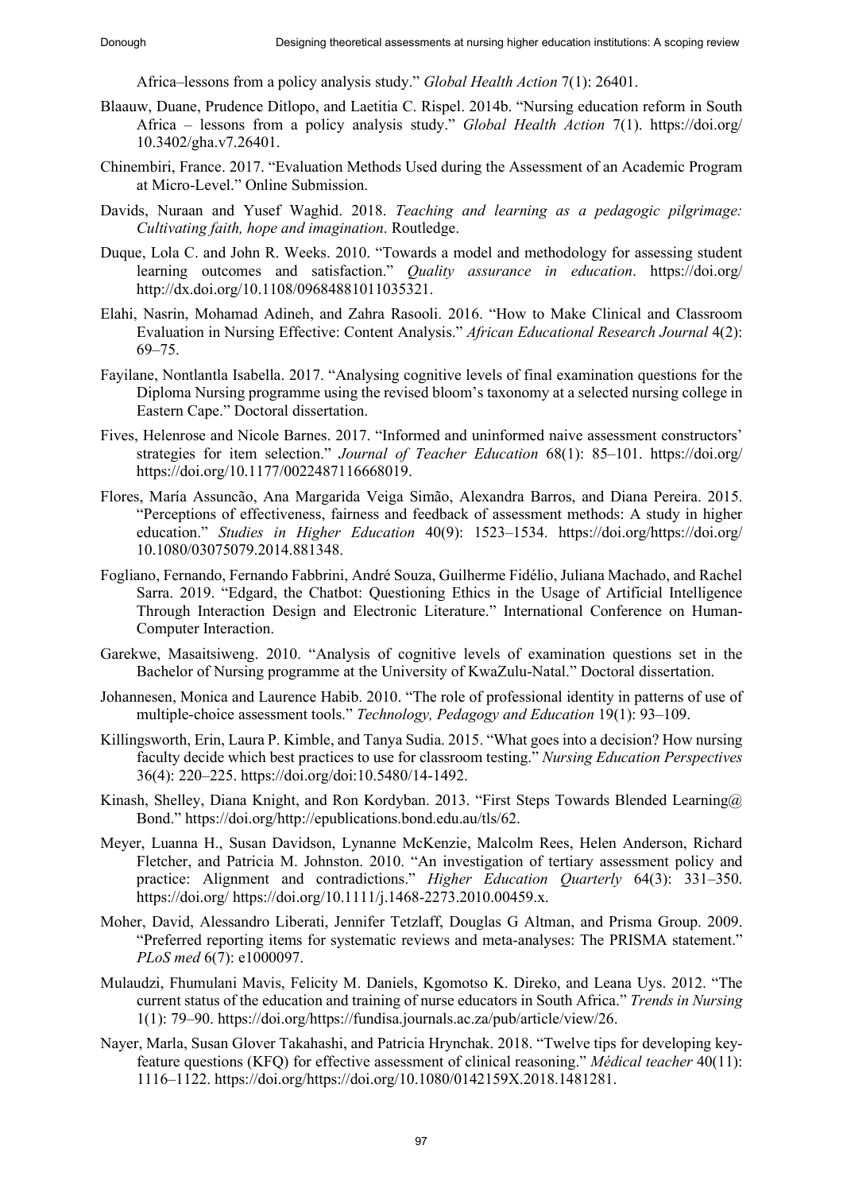Africa–lessons from a policy analysis study." *Global Health Action* 7(1): 26401.

Blaauw, Duane, Prudence Ditlopo, and Laetitia C. Rispel. 2014b. "Nursing education reform in South Africa – lessons from a policy analysis study." *Global Health Action* 7(1). https://doi.org/10.3402/gha.v7.26401.

Chinembiri, France. 2017. "Evaluation Methods Used during the Assessment of an Academic Program at Micro-Level." Online Submission.

Davids, Nuraan and Yusef Waghid. 2018. *Teaching and learning as a pedagogic pilgrimage: Cultivating faith, hope and imagination*. Routledge.

Duque, Lola C. and John R. Weeks. 2010. "Towards a model and methodology for assessing student learning outcomes and satisfaction." *Quality assurance in education*. https://doi.org/http://dx.doi.org/10.1108/09684881011035321.

Elahi, Nasrin, Mohamad Adineh, and Zahra Rasooli. 2016. "How to Make Clinical and Classroom Evaluation in Nursing Effective: Content Analysis." *African Educational Research Journal* 4(2): 69–75.

Fayilane, Nontlantla Isabella. 2017. "Analysing cognitive levels of final examination questions for the Diploma Nursing programme using the revised bloom's taxonomy at a selected nursing college in Eastern Cape." Doctoral dissertation.

Fives, Helenrose and Nicole Barnes. 2017. "Informed and uninformed naive assessment constructors' strategies for item selection." *Journal of Teacher Education* 68(1): 85–101. https://doi.org/https://doi.org/10.1177/0022487116668019.

Flores, María Assuncão, Ana Margarida Veiga Simão, Alexandra Barros, and Diana Pereira. 2015. "Perceptions of effectiveness, fairness and feedback of assessment methods: A study in higher education." *Studies in Higher Education* 40(9): 1523–1534. https://doi.org/https://doi.org/10.1080/03075079.2014.881348.

Fogliano, Fernando, Fernando Fabbrini, André Souza, Guilherme Fidélio, Juliana Machado, and Rachel Sarra. 2019. "Edgard, the Chatbot: Questioning Ethics in the Usage of Artificial Intelligence Through Interaction Design and Electronic Literature." International Conference on Human-Computer Interaction.

Garekwe, Masaitsiweng. 2010. "Analysis of cognitive levels of examination questions set in the Bachelor of Nursing programme at the University of KwaZulu-Natal." Doctoral dissertation.

Johannesen, Monica and Laurence Habib. 2010. "The role of professional identity in patterns of use of multiple-choice assessment tools." *Technology, Pedagogy and Education* 19(1): 93–109.

Killingsworth, Erin, Laura P. Kimble, and Tanya Sudia. 2015. "What goes into a decision? How nursing faculty decide which best practices to use for classroom testing." *Nursing Education Perspectives* 36(4): 220–225. https://doi.org/doi:10.5480/14-1492.

Kinash, Shelley, Diana Knight, and Ron Kordyban. 2013. "First Steps Towards Blended Learning@ Bond." https://doi.org/http://epublications.bond.edu.au/tls/62.

Meyer, Luanna H., Susan Davidson, Lynanne McKenzie, Malcolm Rees, Helen Anderson, Richard Fletcher, and Patricia M. Johnston. 2010. "An investigation of tertiary assessment policy and practice: Alignment and contradictions." *Higher Education Quarterly* 64(3): 331–350. https://doi.org/ https://doi.org/10.1111/j.1468-2273.2010.00459.x.

Moher, David, Alessandro Liberati, Jennifer Tetzlaff, Douglas G Altman, and Prisma Group. 2009. "Preferred reporting items for systematic reviews and meta-analyses: The PRISMA statement." *PLoS med* 6(7): e1000097.

Mulaudzi, Fhumulani Mavis, Felicity M. Daniels, Kgomotso K. Direko, and Leana Uys. 2012. "The current status of the education and training of nurse educators in South Africa." *Trends in Nursing* 1(1): 79–90. https://doi.org/https://fundisa.journals.ac.za/pub/article/view/26.

Nayer, Marla, Susan Glover Takahashi, and Patricia Hrynchak. 2018. "Twelve tips for developing key-feature questions (KFQ) for effective assessment of clinical reasoning." *Médical teacher* 40(11): 1116–1122. https://doi.org/https://doi.org/10.1080/0142159X.2018.1481281.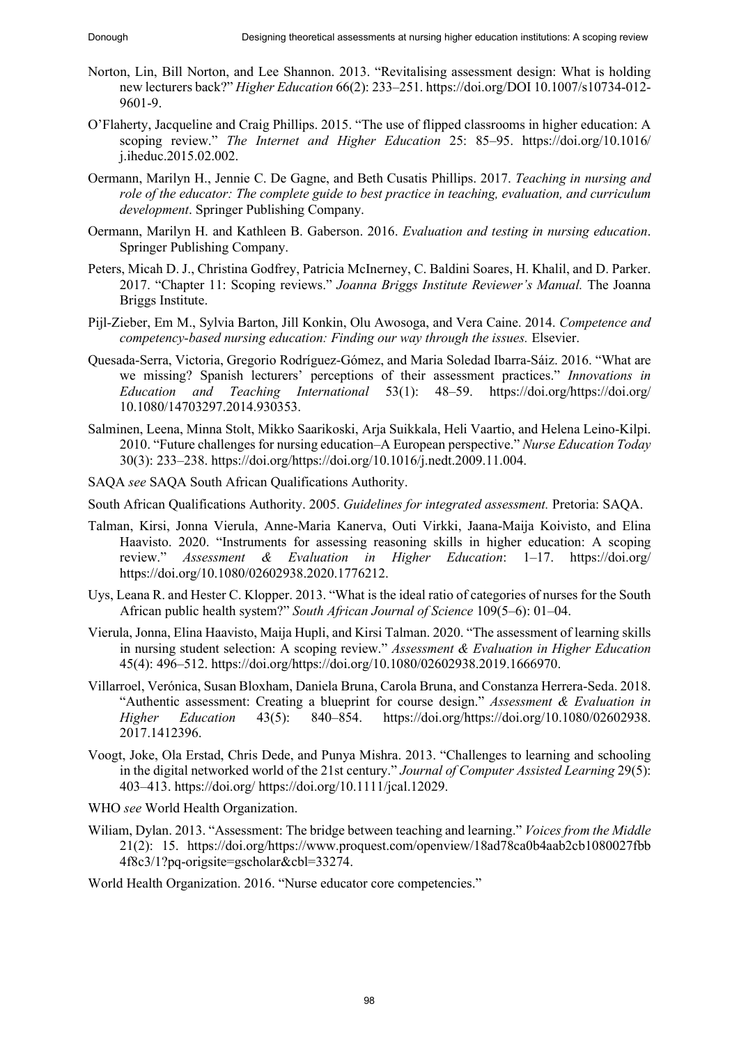Norton, Lin, Bill Norton, and Lee Shannon. 2013. "Revitalising assessment design: What is holding new lecturers back?" *Higher Education* 66(2): 233–251. https://doi.org/DOI 10.1007/s10734-012-9601-9.

O'Flaherty, Jacqueline and Craig Phillips. 2015. "The use of flipped classrooms in higher education: A scoping review." *The Internet and Higher Education* 25: 85–95. https://doi.org/10.1016/j.iheduc.2015.02.002.

Oermann, Marilyn H., Jennie C. De Gagne, and Beth Cusatis Phillips. 2017. *Teaching in nursing and role of the educator: The complete guide to best practice in teaching, evaluation, and curriculum development*. Springer Publishing Company.

Oermann, Marilyn H. and Kathleen B. Gaberson. 2016. *Evaluation and testing in nursing education*. Springer Publishing Company.

Peters, Micah D. J., Christina Godfrey, Patricia McInerney, C. Baldini Soares, H. Khalil, and D. Parker. 2017. "Chapter 11: Scoping reviews." *Joanna Briggs Institute Reviewer's Manual.* The Joanna Briggs Institute.

Pijl-Zieber, Em M., Sylvia Barton, Jill Konkin, Olu Awosoga, and Vera Caine. 2014. *Competence and competency-based nursing education: Finding our way through the issues.* Elsevier.

Quesada-Serra, Victoria, Gregorio Rodríguez-Gómez, and Maria Soledad Ibarra-Sáiz. 2016. "What are we missing? Spanish lecturers' perceptions of their assessment practices." *Innovations in Education and Teaching International* 53(1): 48–59. https://doi.org/https://doi.org/10.1080/14703297.2014.930353.

Salminen, Leena, Minna Stolt, Mikko Saarikoski, Arja Suikkala, Heli Vaartio, and Helena Leino-Kilpi. 2010. "Future challenges for nursing education–A European perspective." *Nurse Education Today* 30(3): 233–238. https://doi.org/https://doi.org/10.1016/j.nedt.2009.11.004.

SAQA *see* SAQA South African Qualifications Authority.

South African Qualifications Authority. 2005. *Guidelines for integrated assessment.* Pretoria: SAQA.

Talman, Kirsi, Jonna Vierula, Anne-Maria Kanerva, Outi Virkki, Jaana-Maija Koivisto, and Elina Haavisto. 2020. "Instruments for assessing reasoning skills in higher education: A scoping review." *Assessment & Evaluation in Higher Education*: 1–17. https://doi.org/https://doi.org/10.1080/02602938.2020.1776212.

Uys, Leana R. and Hester C. Klopper. 2013. "What is the ideal ratio of categories of nurses for the South African public health system?" *South African Journal of Science* 109(5–6): 01–04.

Vierula, Jonna, Elina Haavisto, Maija Hupli, and Kirsi Talman. 2020. "The assessment of learning skills in nursing student selection: A scoping review." *Assessment & Evaluation in Higher Education* 45(4): 496–512. https://doi.org/https://doi.org/10.1080/02602938.2019.1666970.

Villarroel, Verónica, Susan Bloxham, Daniela Bruna, Carola Bruna, and Constanza Herrera-Seda. 2018. "Authentic assessment: Creating a blueprint for course design." *Assessment & Evaluation in Higher Education* 43(5): 840–854. https://doi.org/https://doi.org/10.1080/02602938.2017.1412396.

Voogt, Joke, Ola Erstad, Chris Dede, and Punya Mishra. 2013. "Challenges to learning and schooling in the digital networked world of the 21st century." *Journal of Computer Assisted Learning* 29(5): 403–413. https://doi.org/ https://doi.org/10.1111/jcal.12029.

WHO *see* World Health Organization.

Wiliam, Dylan. 2013. "Assessment: The bridge between teaching and learning." *Voices from the Middle* 21(2): 15. https://doi.org/https://www.proquest.com/openview/18ad78ca0b4aab2cb1080027fbb4f8c3/1?pq-origsite=gscholar&cbl=33274.

World Health Organization. 2016. "Nurse educator core competencies."